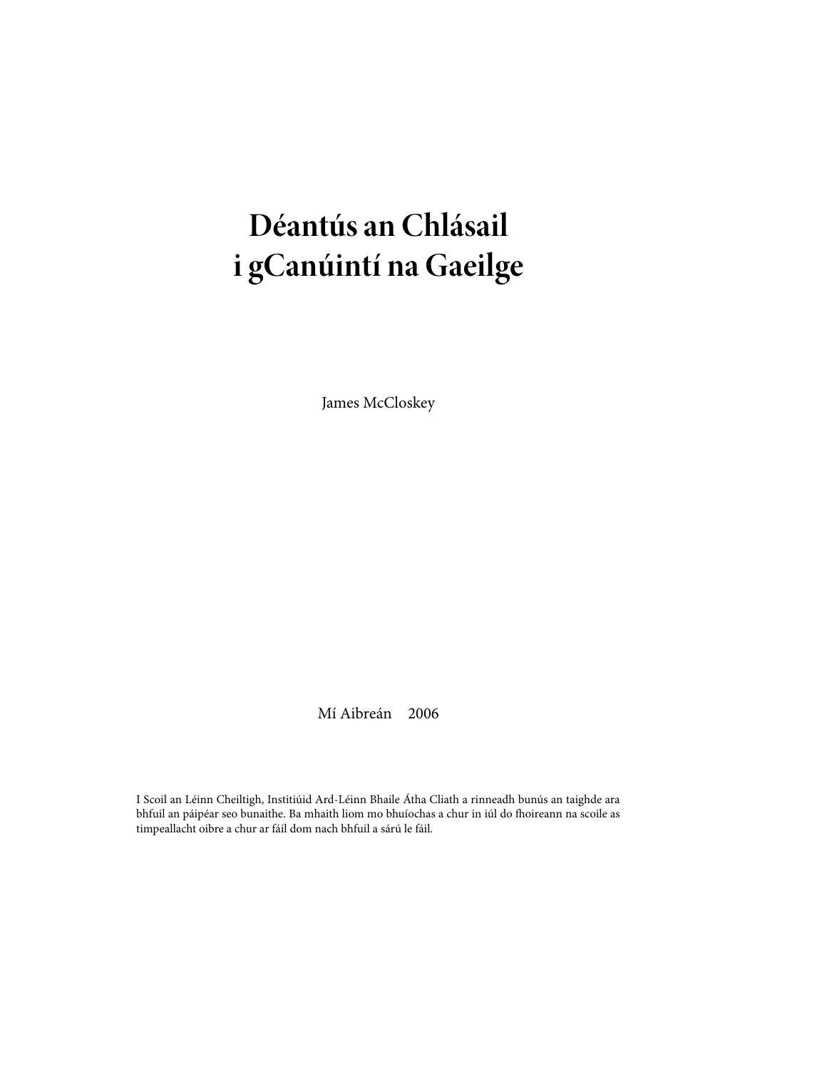# Déantús an Chlásail i gCanúintí na Gaeilge

James McCloskey

Mí Aibreán 2006

I Scoil an Léinn Cheiltigh, Institiúid Ard-Léinn Bhaile Átha Cliath a rinneadh bunús an taighde ara bhfuil an páipéar seo bunaithe. Ba mhaith liom mo bhuíochas a chur in iúl do fhoireann na scoile as timpeallacht oibre a chur ar fáil dom nach bhfuil a sárú le fáil.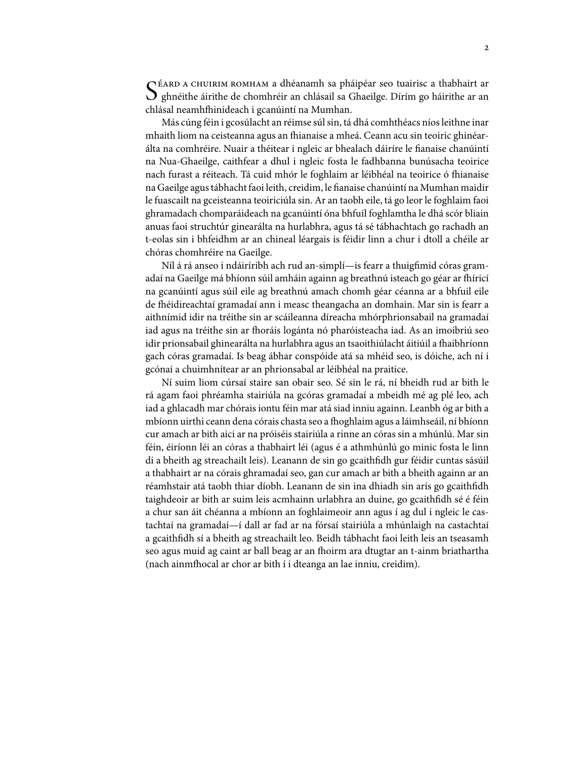Séard a chuirim romham a dhéanamh sa pháipéar seo tuairisc a thabhairt ar ghnéithe áirithe de chomhréir an chlásail sa Ghaeilge. Dírím go háirithe ar an chlásal neamhfhinideach i gcanúintí na Mumhan.

Más cúng féin i gcosúlacht an réimse súl sin, tá dhá comhthéacs níos leithne inar mhaith liom na ceisteanna agus an fhianaise a mheá. Ceann acu sin teoiric ghinéarálta na comhréire. Nuair a théitear i ngleic ar bhealach dáiríre le fianaise chanúintí na Nua-Ghaeilge, caithfear a dhul i ngleic fosta le fadhbanna bunúsacha teoirice nach furast a réiteach. Tá cuid mhór le foghlaim ar léibhéal na teoirice ó fhianaise na Gaeilge agus tábhacht faoi leith, creidim, le fianaise chanúintí na Mumhan maidir le fuascailt na gceisteanna teoiriciúla sin. Ar an taobh eile, tá go leor le foghlaim faoi ghramadach chomparáideach na gcanúintí óna bhfuil foghlamtha le dhá scór bliain anuas faoi struchtúr ginearálta na hurlabhra, agus tá sé tábhachtach go rachadh an t-eolas sin i bhfeidhm ar an chineal léargais is féidir linn a chur i dtoll a chéile ar chóras chomhréire na Gaeilge.

Níl á rá anseo i ndáiríribh ach rud an-simplí—is fearr a thuigfimid córas gramadaí na Gaeilge má bhíonn súil amháin againn ag breathnú isteach go géar ar fhíricí na gcanúintí agus súil eile ag breathnú amach chomh géar céanna ar a bhfuil eile de fhéidireachtaí gramadaí ann i measc theangacha an domhain. Mar sin is fearr a aithnímid idir na tréithe sin ar scáileanna díreacha mhórphrionsabail na gramadaí iad agus na tréithe sin ar fhoráis logánta nó pharóisteacha iad. As an imoibriú seo idir prionsabail ghinearálta na hurlabhra agus an tsaoithiúlacht áitiúil a fhaibhríonn gach córas gramadaí. Is beag ábhar conspóide atá sa mhéid seo, is dóiche, ach ní i gcónaí a chuimhnítear ar an phrionsabal ar léibhéal na praitice.

Ní suim liom cúrsaí staire san obair seo. Sé sin le rá, ní bheidh rud ar bith le rá agam faoi phréamha stairiúla na gcóras gramadaí a mbeidh mé ag plé leo, ach iad a ghlacadh mar chórais iontu féin mar atá siad inniu againn. Leanbh óg ar bith a mbíonn uirthi ceann dena córais chasta seo a fhoghlaim agus a láimhseáil, ní bhíonn cur amach ar bith aici ar na próiséis stairiúla a rinne an córas sin a mhúnlú. Mar sin féin, éiríonn léi an córas a thabhairt léi (agus é a athmhúnlú go minic fosta le linn di a bheith ag streachailt leis). Leanann de sin go gcaithfidh gur féidir cuntas sásúil a thabhairt ar na córais ghramadaí seo, gan cur amach ar bith a bheith againn ar an réamhstair atá taobh thiar díobh. Leanann de sin ina dhiadh sin arís go gcaithfidh taighdeoir ar bith ar suim leis acmhainn urlabhra an duine, go gcaithfidh sé é féin a chur san áit chéanna a mbíonn an foghlaimeoir ann agus í ag dul i ngleic le castachtaí na gramadaí—í dall ar fad ar na fórsaí stairiúla a mhúnlaigh na castachtaí a gcaithfidh sí a bheith ag streachailt leo. Beidh tábhacht faoi leith leis an tseasamh seo agus muid ag caint ar ball beag ar an fhoirm ara dtugtar an t-ainm briathartha (nach ainmfhocal ar chor ar bith í i dteanga an lae inniu, creidim).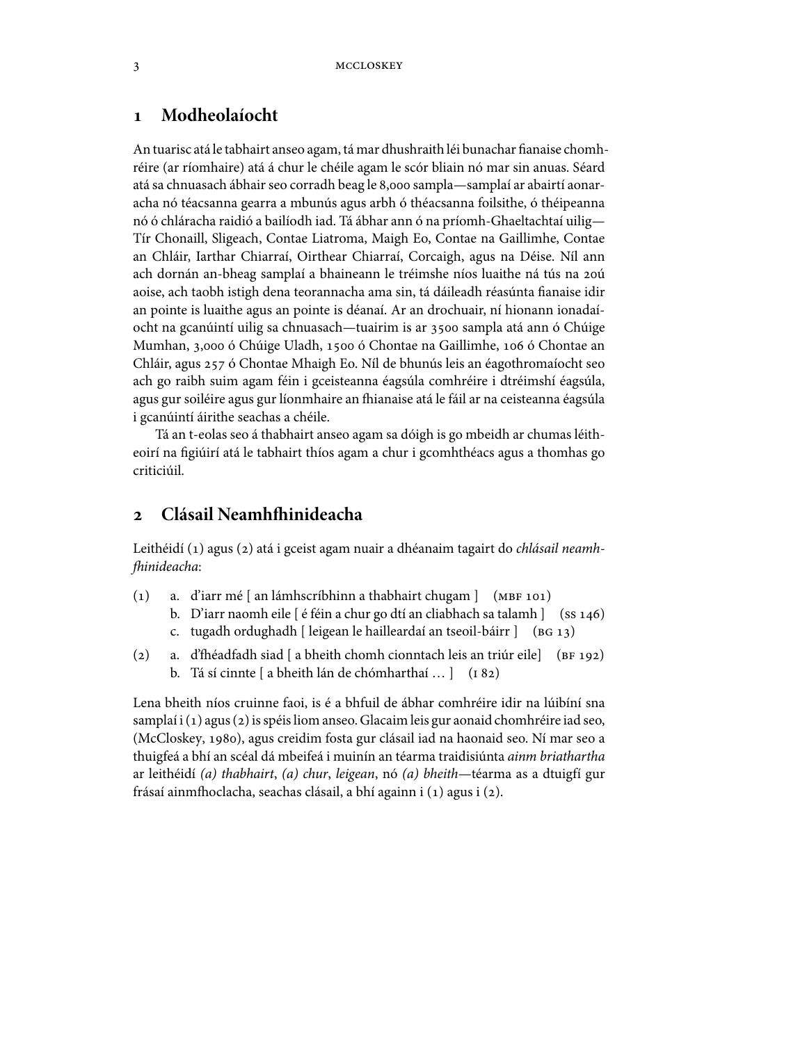# 1 Modheolaíocht

An tuarisc atá le tabhairt anseo agam, tá mar dhushraith léi bunachar fianaise chomhréire (ar ríomhaire) atá á chur le chéile agam le scór bliain nó mar sin anuas. Séard atá sa chnuasach ábhair seo corradh beag le 8,000 sampla—samplaí ar abairtí aonaracha nó téacsanna gearra a mbunús agus arbh ó théacsanna foilsithe, ó théipeanna nó ó chláracha raidió a bailíodh iad. Tá ábhar ann ó na príomh-Ghaeltachtaí uilig—Tír Chonaill, Sligeach, Contae Liatroma, Maigh Eo, Contae na Gaillimhe, Contae an Chláir, Iarthar Chiarraí, Oirthear Chiarraí, Corcaigh, agus na Déise. Níl ann ach dornán an-bheag samplaí a bhaineann le tréimshe níos luaithe ná tús na 20ú aoise, ach taobh istigh dena teorannacha ama sin, tá dáileadh réasúnta fianaise idir an pointe is luaithe agus an pointe is déanaí. Ar an drochuair, ní hionann ionadaíocht na gcanúintí uilig sa chnuasach—tuairim is ar 3500 sampla atá ann ó Chúige Mumhan, 3,000 ó Chúige Uladh, 1500 ó Chontae na Gaillimhe, 106 ó Chontae an Chláir, agus 257 ó Chontae Mhaigh Eo. Níl de bhunús leis an éagothromaíocht seo ach go raibh suim agam féin i gceisteanna éagsúla comhréire i dtréimshí éagsúla, agus gur soiléire agus gur líonmhaire an fhianaise atá le fáil ar na ceisteanna éagsúla i gcanúintí áirithe seachas a chéile.

Tá an t-eolas seo á thabhairt anseo agam sa dóigh is go mbeidh ar chumas léitheoirí na figiúirí atá le tabhairt thíos agam a chur i gcomhthéacs agus a thomhas go criticiúil.

# 2 Clásail Neamhfhinideacha

Leithéidí (1) agus (2) atá i gceist agam nuair a dhéanaim tagairt do *chlásail neamhfhinideacha*:

(1)
  a. d'iarr mé [ an lámhscríbhinn a thabhairt chugam ]   (MBF 101)
  b. D'iarr naomh eile [ é féin a chur go dtí an cliabhach sa talamh ]   (SS 146)
  c. tugadh ordughadh [ leigean le hailleardaí an tseoil-báirr ]   (BG 13)

(2)
  a. d'fhéadfadh siad [ a bheith chomh cionntach leis an triúr eile]   (BF 192)
  b. Tá sí cinnte [ a bheith lán de chómharthaí … ]   (I 82)

Lena bheith níos cruinne faoi, is é a bhfuil de ábhar comhréire idir na lúibíní sna samplaí i (1) agus (2) is spéis liom anseo. Glacaim leis gur aonaid chomhréire iad seo, (McCloskey, 1980), agus creidim fosta gur clásail iad na haonaid seo. Ní mar seo a thuigfeá a bhí an scéal dá mbeifeá i muinín an téarma traidisiúnta *ainm briathartha* ar leithéidí *(a) thabhairt*, *(a) chur*, *leigean*, nó *(a) bheith*—téarma as a dtuigfí gur frásaí ainmfhoclacha, seachas clásail, a bhí againn i (1) agus i (2).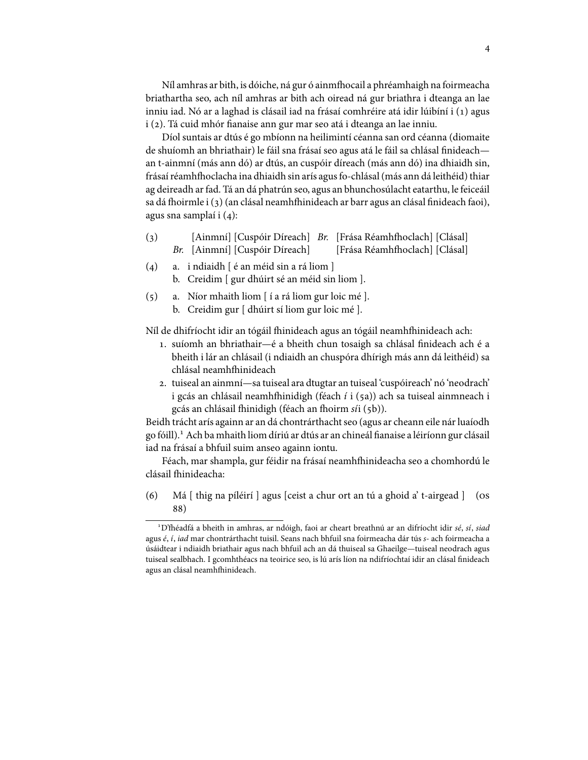Níl amhras ar bith, is dóiche, ná gur ó ainmfhocail a phréamhaigh na foirmeacha briathartha seo, ach níl amhras ar bith ach oiread ná gur briathra i dteanga an lae inniu iad. Nó ar a laghad is clásail iad na frásaí comhréire atá idir lúibíní i (1) agus i (2). Tá cuid mhór fianaise ann gur mar seo atá i dteanga an lae inniu.

Díol suntais ar dtús é go mbíonn na heilimintí céanna san ord céanna (diomaite de shuíomh an bhriathair) le fáil sna frásaí seo agus atá le fáil sa chlásal finideach—an t-ainmní (más ann dó) ar dtús, an cuspóir díreach (más ann dó) ina dhiaidh sin, frásaí réamhfhoclacha ina dhiaidh sin arís agus fo-chlásal (más ann dá leithéid) thiar ag deireadh ar fad. Tá an dá phatrún seo, agus an bhunchosúlacht eatarthu, le feiceáil sa dá fhoirmle i (3) (an clásal neamhfhinideach ar barr agus an clásal finideach faoi), agus sna samplaí i (4):

(3) [Ainmní] [Cuspóir Díreach] *Br.* [Frása Réamhfhoclach] [Clásal]
*Br.* [Ainmní] [Cuspóir Díreach] [Frása Réamhfhoclach] [Clásal]

(4) a. i ndiaidh [ é an méid sin a rá liom ]
b. Creidim [ gur dhúirt sé an méid sin liom ].

(5) a. Níor mhaith liom [ í a rá liom gur loic mé ].
b. Creidim gur [ dhúirt sí liom gur loic mé ].

Níl de dhifríocht idir an tógáil fhinideach agus an tógáil neamhfhinideach ach:

1. suíomh an bhriathair—é a bheith chun tosaigh sa chlásal finideach ach é a bheith i lár an chlásail (i ndiaidh an chuspóra dhírigh más ann dá leithéid) sa chlásal neamhfhinideach
2. tuiseal an ainmní—sa tuiseal ara dtugtar an tuiseal 'cuspóireach' nó 'neodrach' i gcás an chlásail neamhfhinidigh (féach *í* i (5a)) ach sa tuiseal ainmneach i gcás an chlásail fhinidigh (féach an fhoirm *sí*i (5b)).

Beidh trácht arís againn ar an dá chontrárthacht seo (agus ar cheann eile nár luaíodh go fóill).[1] Ach ba mhaith liom díriú ar dtús ar an chineál fianaise a léiríonn gur clásail iad na frásaí a bhfuil suim anseo againn iontu.

Féach, mar shampla, gur féidir na frásaí neamhfhinideacha seo a chomhordú le clásail fhinideacha:

(6) Má [ thig na píléirí ] agus [ceist a chur ort an tú a ghoid a' t-airgead ] (OS 88)

---

[1] D'fhéadfá a bheith in amhras, ar ndóigh, faoi ar cheart breathnú ar an difríocht idir *sé*, *sí*, *siad* agus *é*, *í*, *iad* mar chontrárthacht tuisil. Seans nach bhfuil sna foirmeacha dár tús *s*- ach foirmeacha a úsáidtear i ndiaidh briathair agus nach bhfuil ach an dá thuiseal sa Ghaeilge—tuiseal neodrach agus tuiseal sealbhach. I gcomhthéacs na teoirice seo, is lú arís líon na ndifríochtaí idir an clásal finideach agus an clásal neamhfhinideach.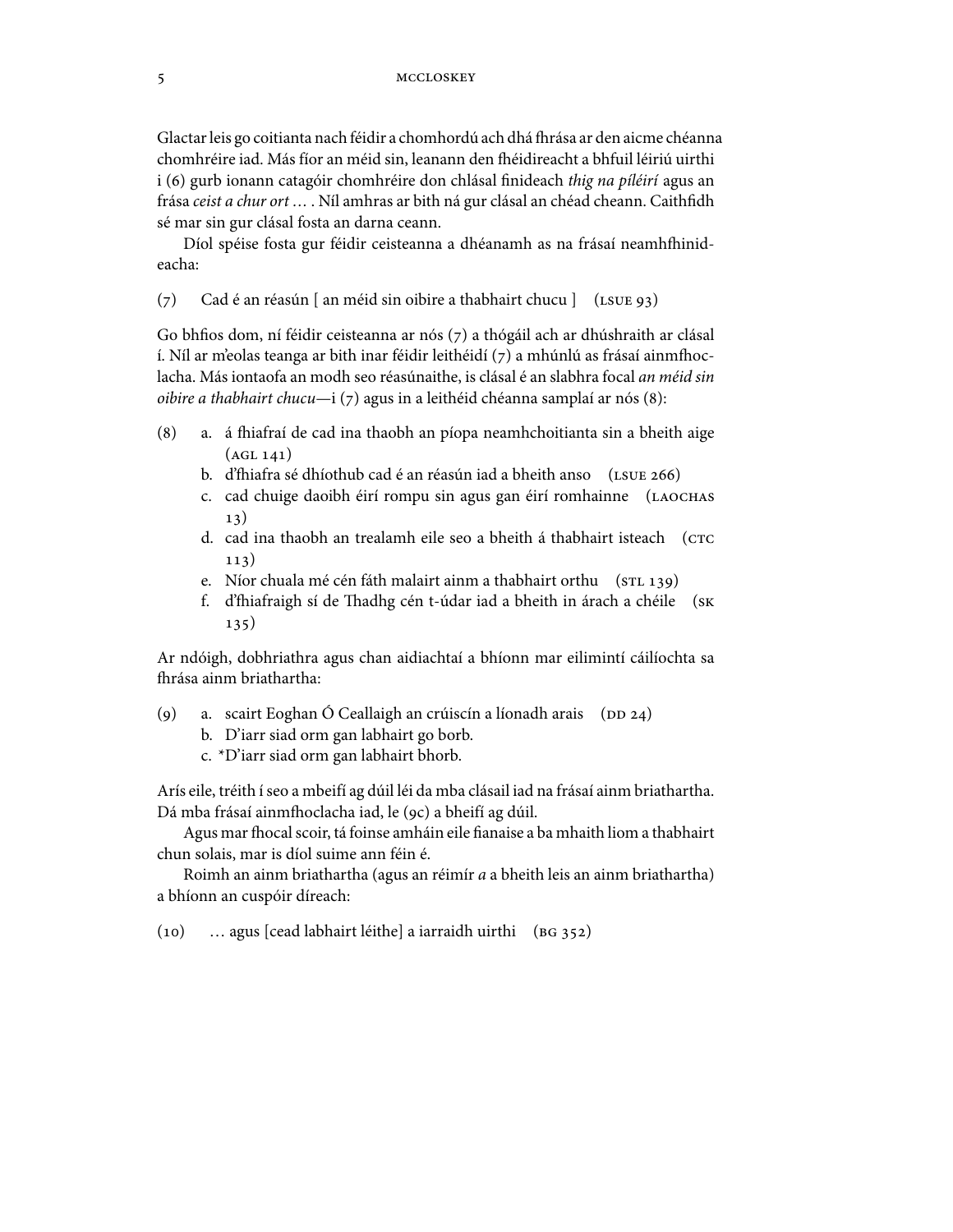Glactar leis go coitianta nach féidir a chomhordú ach dhá fhrása ar den aicme chéanna chomhréire iad. Más fíor an méid sin, leanann den fhéidireacht a bhfuil léiriú uirthi i (6) gurb ionann catagóir chomhréire don chlásal finideach *thig na píléirí* agus an frása *ceist a chur ort …* . Níl amhras ar bith ná gur clásal an chéad cheann. Caithfidh sé mar sin gur clásal fosta an darna ceann.

Díol spéise fosta gur féidir ceisteanna a dhéanamh as na frásaí neamhfhinideacha:

(7) Cad é an réasún [ an méid sin oibire a thabhairt chucu ] (LSUE 93)

Go bhfios dom, ní féidir ceisteanna ar nós (7) a thógáil ach ar dhúshraith ar clásal í. Níl ar m'eolas teanga ar bith inar féidir leithéidí (7) a mhúnlú as frásaí ainmfhoclacha. Más iontaofa an modh seo réasúnaithe, is clásal é an slabhra focal *an méid sin oibire a thabhairt chucu*—i (7) agus in a leithéid chéanna samplaí ar nós (8):

(8) a. á fhiafraí de cad ina thaobh an píopa neamhchoitianta sin a bheith aige (AGL 141)
  b. d'fhiafra sé dhíothub cad é an réasún iad a bheith anso (LSUE 266)
  c. cad chuige daoibh éirí rompu sin agus gan éirí romhainne (LAOCHAS 13)
  d. cad ina thaobh an trealamh eile seo a bheith á thabhairt isteach (CTC 113)
  e. Níor chuala mé cén fáth malairt ainm a thabhairt orthu (STL 139)
  f. d'fhiafraigh sí de Thadhg cén t-údar iad a bheith in árach a chéile (SK 135)

Ar ndóigh, dobhriathra agus chan aidiachtaí a bhíonn mar eilimintí cáilíochta sa fhrása ainm briathartha:

(9) a. scairt Eoghan Ó Ceallaigh an crúiscín a líonadh arais (DD 24)
  b. D'iarr siad orm gan labhairt go borb.
  c. *D'iarr siad orm gan labhairt bhorb.

Arís eile, tréith í seo a mbeifí ag dúil léi da mba clásail iad na frásaí ainm briathartha. Dá mba frásaí ainmfhoclacha iad, le (9c) a bheifí ag dúil.

Agus mar fhocal scoir, tá foinse amháin eile fianaise a ba mhaith liom a thabhairt chun solais, mar is díol suime ann féin é.

Roimh an ainm briathartha (agus an réimír *a* a bheith leis an ainm briathartha) a bhíonn an cuspóir díreach:

(10) … agus [cead labhairt léithe] a iarraidh uirthi (BG 352)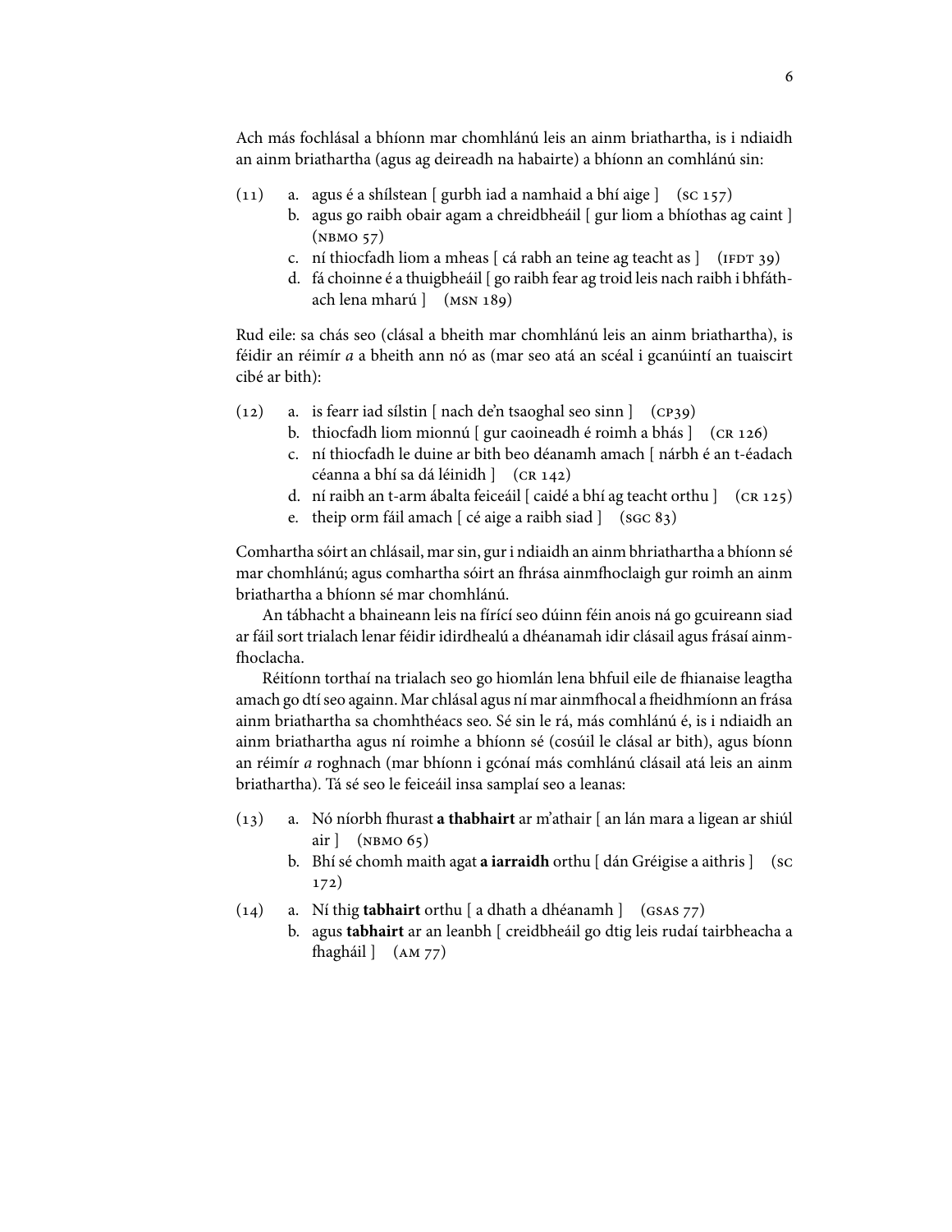Ach más fochlásal a bhíonn mar chomhlánú leis an ainm briathartha, is i ndiaidh an ainm briathartha (agus ag deireadh na habairte) a bhíonn an comhlánú sin:

(11) a. agus é a shílstean [ gurbh iad a namhaid a bhí aige ] (SC 157)
  b. agus go raibh obair agam a chreidbheáil [ gur liom a bhíothas ag caint ] (NBMO 57)
  c. ní thiocfadh liom a mheas [ cá rabh an teine ag teacht as ] (IFDT 39)
  d. fá choinne é a thuigbheáil [ go raibh fear ag troid leis nach raibh i bhfáthach lena mharú ] (MSN 189)

Rud eile: sa chás seo (clásal a bheith mar chomhlánú leis an ainm briathartha), is féidir an réimír *a* a bheith ann nó as (mar seo atá an scéal i gcanúintí an tuaiscirt cibé ar bith):

(12) a. is fearr iad sílstin [ nach de'n tsaoghal seo sinn ] (CP39)
  b. thiocfadh liom mionnú [ gur caoineadh é roimh a bhás ] (CR 126)
  c. ní thiocfadh le duine ar bith beo déanamh amach [ nárbh é an t-éadach céanna a bhí sa dá léinidh ] (CR 142)
  d. ní raibh an t-arm ábalta feiceáil [ caidé a bhí ag teacht orthu ] (CR 125)
  e. theip orm fáil amach [ cé aige a raibh siad ] (SGC 83)

Comhartha sóirt an chlásail, mar sin, gur i ndiaidh an ainm bhriathartha a bhíonn sé mar chomhlánú; agus comhartha sóirt an fhrása ainmfhoclaigh gur roimh an ainm briathartha a bhíonn sé mar chomhlánú.

An tábhacht a bhaineann leis na fírící seo dúinn féin anois ná go gcuireann siad ar fáil sort trialach lenar féidir idirdhealú a dhéanamah idir clásail agus frásaí ainmfhoclacha.

Réitíonn torthaí na trialach seo go hiomlán lena bhfuil eile de fhianaise leagtha amach go dtí seo againn. Mar chlásal agus ní mar ainmfhocal a fheidhmíonn an frása ainm briathartha sa chomhthéacs seo. Sé sin le rá, más comhlánú é, is i ndiaidh an ainm briathartha agus ní roimhe a bhíonn sé (cosúil le clásal ar bith), agus bíonn an réimír *a* roghnach (mar bhíonn i gcónaí más comhlánú clásail atá leis an ainm briathartha). Tá sé seo le feiceáil insa samplaí seo a leanas:

(13) a. Nó níorbh fhurast **a thabhairt** ar m'athair [ an lán mara a ligean ar shiúl air ] (NBMO 65)
  b. Bhí sé chomh maith agat **a iarraidh** orthu [ dán Gréigise a aithris ] (SC 172)

(14) a. Ní thig **tabhairt** orthu [ a dhath a dhéanamh ] (GSAS 77)
  b. agus **tabhairt** ar an leanbh [ creidbheáil go dtig leis rudaí tairbheacha a fhagháil ] (AM 77)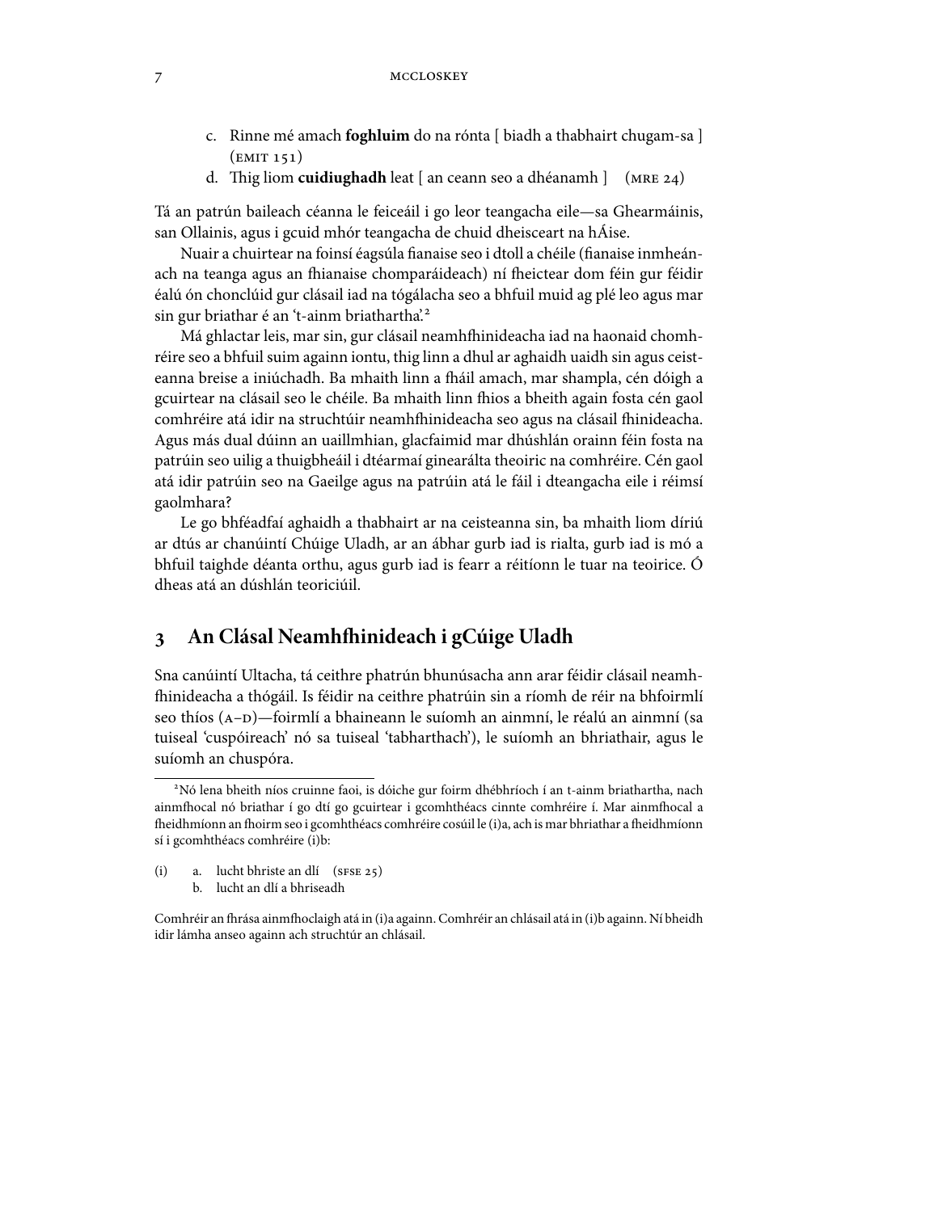c. Rinne mé amach **foghluim** do na rónta [ biadh a thabhairt chugam-sa ] (EMIT 151)

d. Thig liom **cuidiughadh** leat [ an ceann seo a dhéanamh ] (MRE 24)

Tá an patrún baileach céanna le feiceáil i go leor teangacha eile—sa Ghearmáinis, san Ollainis, agus i gcuid mhór teangacha de chuid dheisceart na hÁise.

Nuair a chuirtear na foinsí éagsúla fianaise seo i dtoll a chéile (fianaise inmheánach na teanga agus an fhianaise chomparáideach) ní fheictear dom féin gur féidir éalú ón chonclúid gur clásail iad na tógálacha seo a bhfuil muid ag plé leo agus mar sin gur briathar é an 't-ainm briathartha'.[2]

Má ghlactar leis, mar sin, gur clásail neamhfhinideacha iad na haonaid chomhréire seo a bhfuil suim againn iontu, thig linn a dhul ar aghaidh uaidh sin agus ceisteanna breise a iniúchadh. Ba mhaith linn a fháil amach, mar shampla, cén dóigh a gcuirtear na clásail seo le chéile. Ba mhaith linn fhios a bheith againn fosta cén gaol comhréire atá idir na struchtúir neamhfhinideacha seo agus na clásail fhinideacha. Agus más dual dúinn an uaillmhian, glacfaimid mar dhúshlán orainn féin fosta na patrúin seo uilig a thuigbheáil i dtéarmaí ginearálta theoiric na comhréire. Cén gaol atá idir patrúin seo na Gaeilge agus na patrúin atá le fáil i dteangacha eile i réimsí gaolmhara?

Le go bhféadfaí aghaidh a thabhairt ar na ceisteanna sin, ba mhaith liom díriú ar dtús ar chanúintí Chúige Uladh, ar an ábhar gurb iad is rialta, gurb iad is mó a bhfuil taighde déanta orthu, agus gurb iad is fearr a réitíonn le tuar na teoirice. Ó dheas atá an dúshlán teoriciúil.

## 3 An Clásal Neamhfhinideach i gCúige Uladh

Sna canúintí Ultacha, tá ceithre phatrún bhunúsacha ann arar féidir clásail neamhfhinideacha a thógáil. Is féidir na ceithre phatrúin sin a ríomh de réir na bhfoirmlí seo thíos (A–D)—foirmlí a bhaineann le suíomh an ainmní, le réalú an ainmní (sa tuiseal 'cuspóireach' nó sa tuiseal 'tabharthach'), le suíomh an bhriathair, agus le suíomh an chuspóra.

---

[2] Nó lena bheith níos cruinne faoi, is dóiche gur foirm dhébhríoch í an t-ainm briathartha, nach ainmfhocal nó briathar í go dtí go gcuirtear i gcomhthéacs cinnte comhréire í. Mar ainmfhocal a fheidhmíonn an fhoirm seo i gcomhthéacs comhréire cosúil le (i)a, ach is mar bhriathar a fheidhmíonn sí i gcomhthéacs comhréire (i)b:

(i) a. lucht bhriste an dlí (SFSE 25)
 b. lucht an dlí a bhriseadh

Comhréir an fhrása ainmfhoclaigh atá in (i)a againn. Comhréir an chlásail atá in (i)b againn. Ní bheidh idir lámha anseo againn ach struchtúr an chlásail.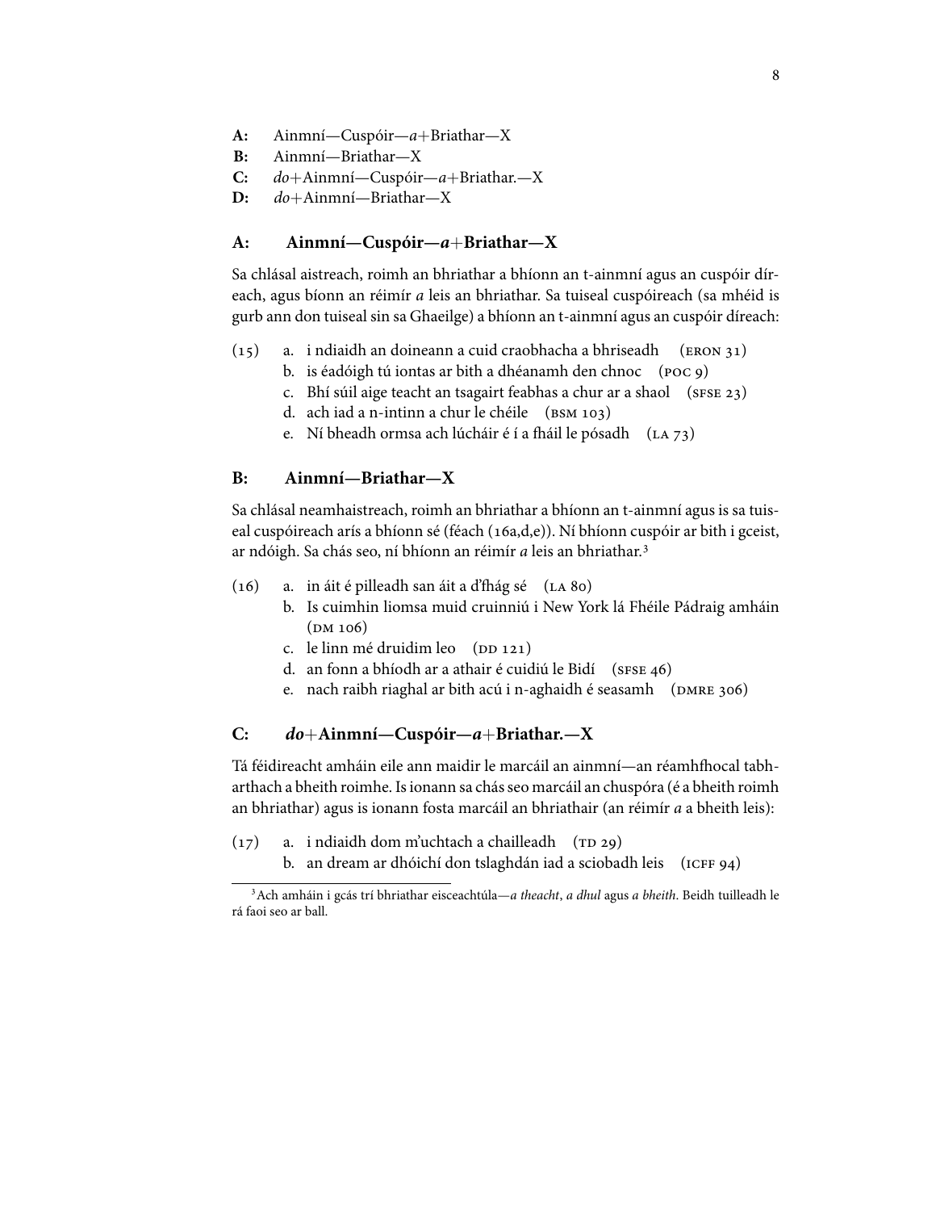**A:** Ainmní—Cuspóir—*a*+Briathar—X
**B:** Ainmní—Briathar—X
**C:** *do*+Ainmní—Cuspóir—*a*+Briathar.—X
**D:** *do*+Ainmní—Briathar—X

## A: Ainmní—Cuspóir—*a*+Briathar—X

Sa chlásal aistreach, roimh an bhriathar a bhíonn an t-ainmní agus an cuspóir díreach, agus bíonn an réimír *a* leis an bhriathar. Sa tuiseal cuspóireach (sa mhéid is gurb ann don tuiseal sin sa Ghaeilge) a bhíonn an t-ainmní agus an cuspóir díreach:

(15)
a. i ndiaidh an doineann a cuid craobhacha a bhriseadh (ERON 31)
b. is éadóigh tú iontas ar bith a dhéanamh den chnoc (POC 9)
c. Bhí súil aige teacht an tsagairt feabhas a chur ar a shaol (SFSE 23)
d. ach iad a n-intinn a chur le chéile (BSM 103)
e. Ní bheadh ormsa ach lúcháir é í a fháil le pósadh (LA 73)

## B: Ainmní—Briathar—X

Sa chlásal neamhaistreach, roimh an bhriathar a bhíonn an t-ainmní agus is sa tuiseal cuspóireach arís a bhíonn sé (féach (16a,d,e)). Ní bhíonn cuspóir ar bith i gceist, ar ndóigh. Sa chás seo, ní bhíonn an réimír *a* leis an bhriathar.[3]

(16)
a. in áit é pilleadh san áit a d'fhág sé (LA 80)
b. Is cuimhin liomsa muid cruinniú i New York lá Fhéile Pádraig amháin (DM 106)
c. le linn mé druidim leo (DD 121)
d. an fonn a bhíodh ar a athair é cuidiú le Bidí (SFSE 46)
e. nach raibh riaghal ar bith acú i n-aghaidh é seasamh (DMRE 306)

## C: *do*+Ainmní—Cuspóir—*a*+Briathar.—X

Tá féidireacht amháin eile ann maidir le marcáil an ainmní—an réamhfhocal tabharthach a bheith roimhe. Is ionann sa chás seo marcáil an chuspóra (é a bheith roimh an bhriathar) agus is ionann fosta marcáil an bhriathair (an réimír *a* a bheith leis):

(17)
a. i ndiaidh dom m'uchtach a chailleadh (TD 29)
b. an dream ar dhóichí don tslaghdán iad a sciobadh leis (ICFF 94)

---

[3] Ach amháin i gcás trí bhriathar eisceachtúla—*a theacht*, *a dhul* agus *a bheith*. Beidh tuilleadh le rá faoi seo ar ball.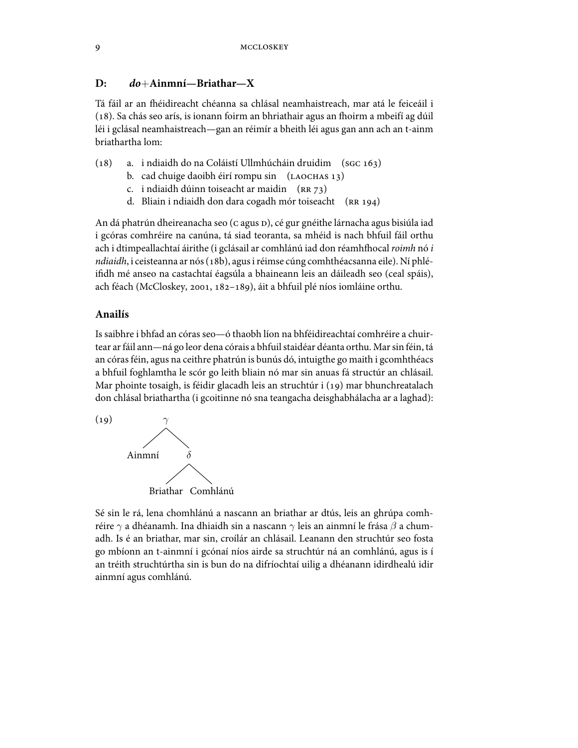### D: *do*+Ainmní—Briathar—X

Tá fáil ar an fhéidireacht chéanna sa chlásal neamhaistreach, mar atá le feiceáil i (18). Sa chás seo arís, is ionann foirm an bhriathair agus an fhoirm a mbeifí ag dúil léi i gclásal neamhaistreach—gan an réimír a bheith léi agus gan ann ach an t-ainm briathartha lom:

(18)
a. i ndiaidh do na Coláistí Ullmhúcháin druidim (SGC 163)
b. cad chuige daoibh éirí rompu sin (LAOCHAS 13)
c. i ndiaidh dúinn toiseacht ar maidin (RR 73)
d. Bliain i ndiaidh don dara cogadh mór toiseacht (RR 194)

An dá phatrún dheireanacha seo (C agus D), cé gur gnéithe lárnacha agus bisiúla iad i gcóras comhréire na canúna, tá siad teoranta, sa mhéid is nach bhfuil fáil orthu ach i dtimpeallachtaí áirithe (i gclásail ar comhlánú iad don réamhfhocal *roimh* nó *i ndiaidh*, i ceisteanna ar nós (18b), agus i réimse cúng comhthéacsanna eile). Ní phléifidh mé anseo na castachtaí éagsúla a bhaineann leis an dáileadh seo (ceal spáis), ach féach (McCloskey, 2001, 182–189), áit a bhfuil plé níos iomláine orthu.

## Anailís

Is saibhre i bhfad an córas seo—ó thaobh líon na bhféidireachtaí comhréire a chuirtear ar fáil ann—ná go leor dena córais a bhfuil staidéar déanta orthu. Mar sin féin, tá an córas féin, agus na ceithre phatrún is bunús dó, intuigthe go maith i gcomhthéacs a bhfuil foghlamtha le scór go leith bliain nó mar sin anuas fá structúr an chlásail. Mar phointe tosaigh, is féidir glacadh leis an struchtúr i (19) mar bhunchreatalach don chlásal briathartha (i gcoitinne nó sna teangacha deisghabhálacha ar a laghad):

(19)

```
        γ
       / \
  Ainmní   δ
          / \
   Briathar  Comhlánú
```

Sé sin le rá, lena chomhlánú a nascann an briathar ar dtús, leis an ghrúpa comhréire $\gamma$ a dhéanamh. Ina dhiaidh sin a nascann $\gamma$ leis an ainmní le frása $\beta$ a chumadh. Is é an briathar, mar sin, croílár an chlásail. Leanann den struchtúr seo fosta go mbíonn an t-ainmní i gcónaí níos airde sa struchtúr ná an comhlánú, agus is í an tréith struchtúrtha sin is bun do na difríochtaí uilig a dhéanann idirdhealú idir ainmní agus comhlánú.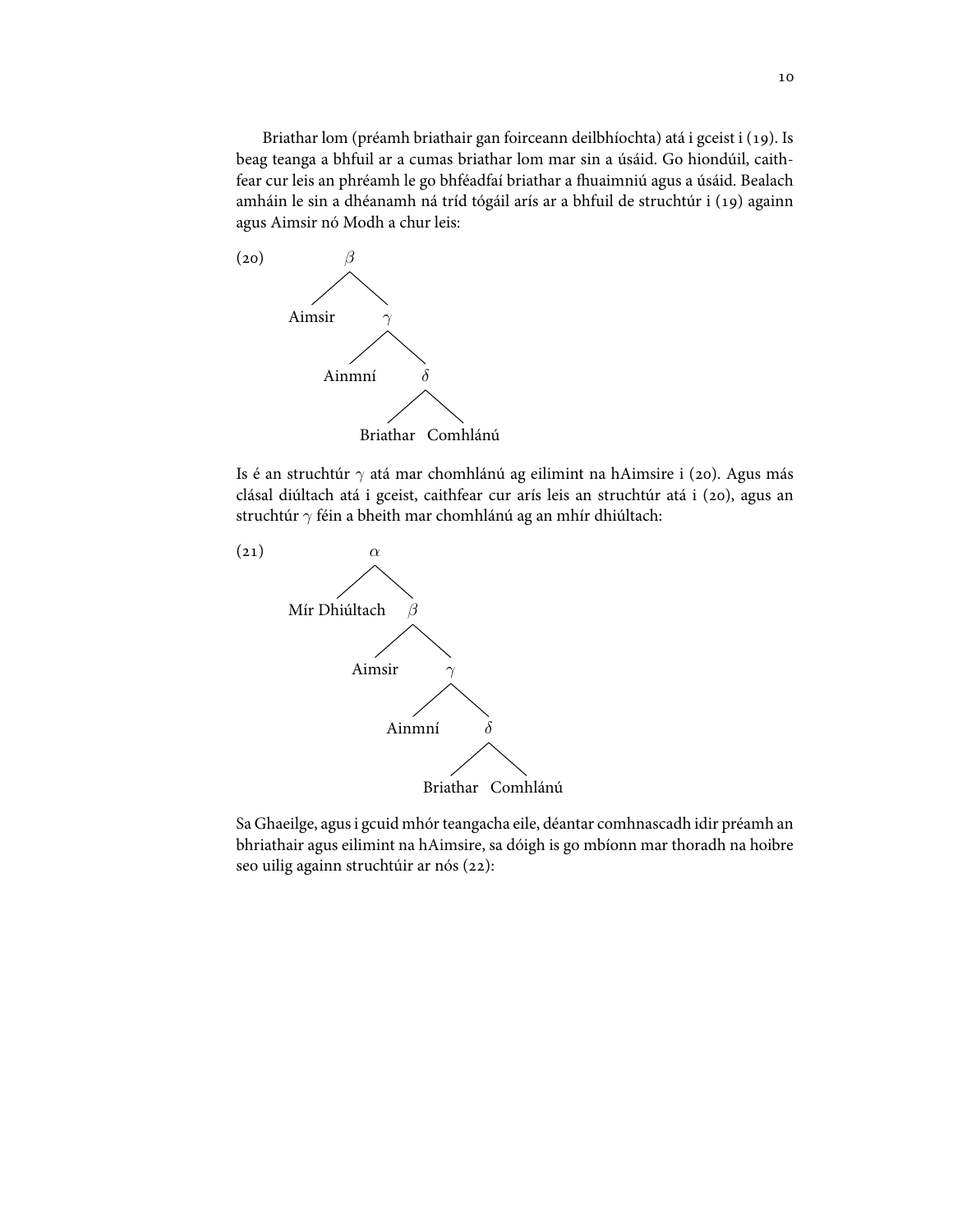Briathar lom (préamh briathair gan foirceann deilbhíochta) atá i gceist i (19). Is beag teanga a bhfuil ar a cumas briathar lom mar sin a úsáid. Go hiondúil, caithfear cur leis an phréamh le go bhféadfaí briathar a fhuaimniú agus a úsáid. Bealach amháin le sin a dhéanamh ná tríd tógáil arís ar a bhfuil de struchtúr i (19) againn agus Aimsir nó Modh a chur leis:

(20)

```
        β
       / \
  Aimsir   γ
          / \
    Ainmní   δ
            / \
     Briathar  Comhlánú
```

Is é an struchtúr $\gamma$ atá mar chomhlánú ag eilimint na hAimsire i (20). Agus más clásal diúltach atá i gceist, caithfear cur arís leis an struchtúr atá i (20), agus an struchtúr $\gamma$ féin a bheith mar chomhlánú ag an mhír dhiúltach:

(21)

```
              α
             / \
 Mír Dhiúltach   β
                / \
          Aimsir   γ
                  / \
            Ainmní   δ
                    / \
             Briathar  Comhlánú
```

Sa Ghaeilge, agus i gcuid mhór teangacha eile, déantar comhnascadh idir préamh an bhriathair agus eilimint na hAimsire, sa dóigh is go mbíonn mar thoradh na hoibre seo uilig againn struchtúir ar nós (22):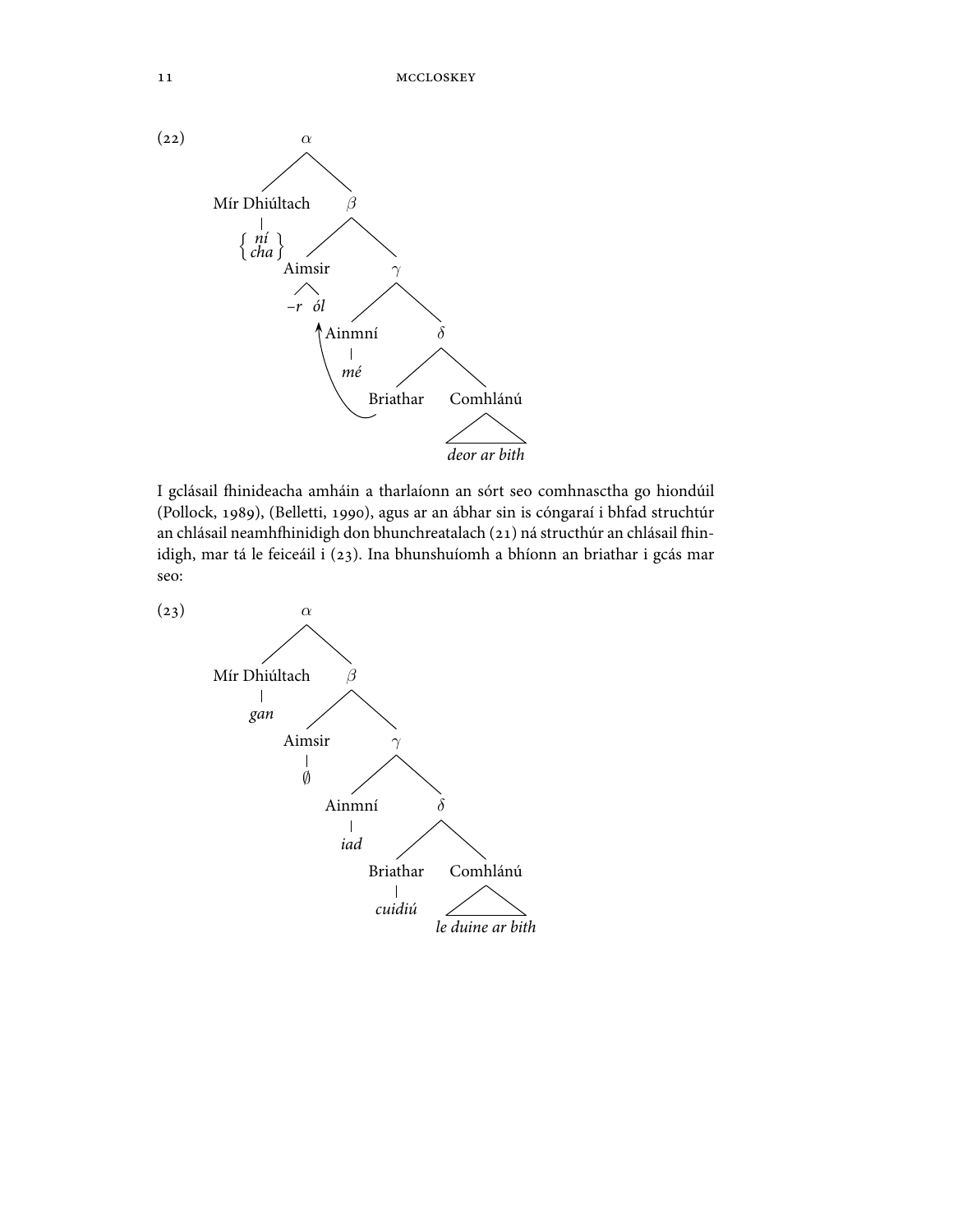(22)

```
                α
              /   \
  Mír Dhiúltach    β
       |          /  \
   { ní  }    Aimsir   γ
   { cha }     /  \   /  \
              -r  ól Ainmní  δ
                  ↑    |    /  \
                  |   mé  Briathar  Comhlánú
                  |_________|          |
                                  deor ar bith
```

I gclásail fhinideacha amháin a tharlaíonn an sórt seo comhnasctha go hiondúil (Pollock, 1989), (Belletti, 1990), agus ar an ábhar sin is cóngaraí i bhfad struchtúr an chlásail neamhfhinidigh don bhunchreatalach (21) ná structhúr an chlásail fhinidigh, mar tá le feiceáil i (23). Ina bhunshuíomh a bhíonn an briathar i gcás mar seo:

(23)

```
                α
              /   \
  Mír Dhiúltach    β
       |          /  \
      gan     Aimsir   γ
                |     /  \
                ∅  Ainmní  δ
                     |    /  \
                    iad Briathar  Comhlánú
                           |          |
                        cuidiú   le duine ar bith
```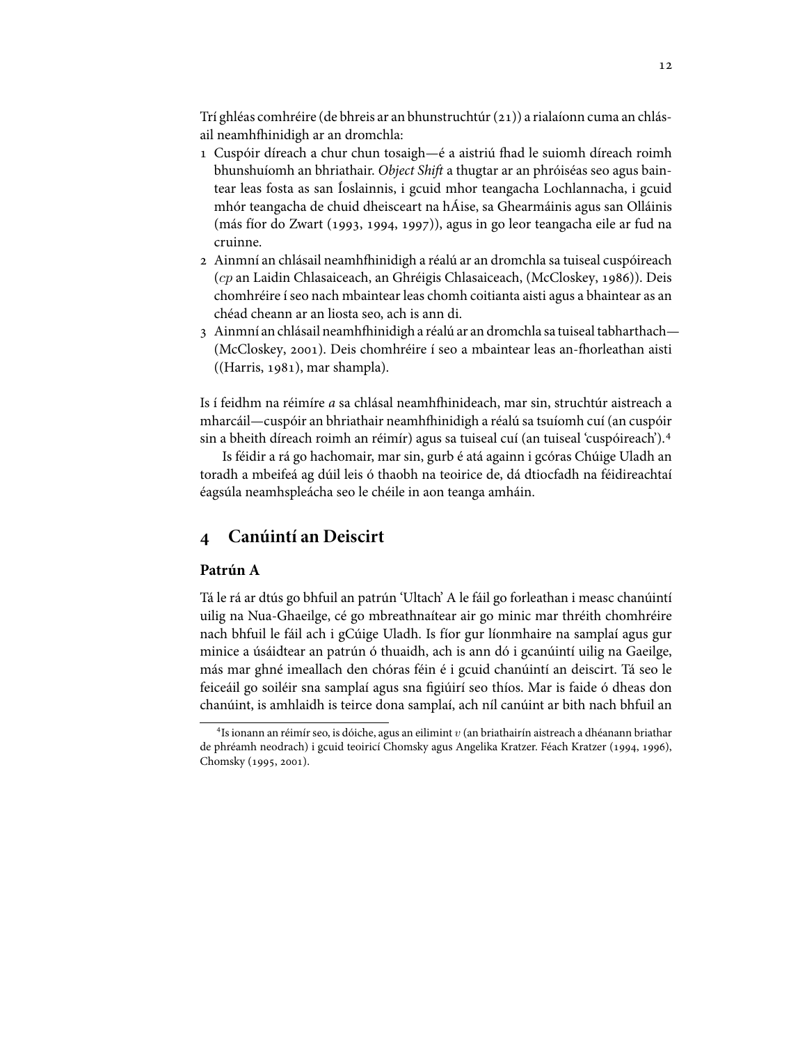Trí ghléas comhréire (de bhreis ar an bhunstruchtúr (21)) a rialaíonn cuma an chlásail neamhfhinidigh ar an dromchla:

1. Cuspóir díreach a chur chun tosaigh—é a aistriú fhad le suiomh díreach roimh bhunshuíomh an bhriathair. *Object Shift* a thugtar ar an phróiséas seo agus baintear leas fosta as san Íoslainnis, i gcuid mhor teangacha Lochlannacha, i gcuid mhór teangacha de chuid dheisceart na hÁise, sa Ghearmáinis agus san Olláinis (más fíor do Zwart (1993, 1994, 1997)), agus in go leor teangacha eile ar fud na cruinne.
2. Ainmní an chlásail neamhfhinidigh a réalú ar an dromchla sa tuiseal cuspóireach (*cp* an Laidin Chlasaiceach, an Ghréigis Chlasaiceach, (McCloskey, 1986)). Deis chomhréire í seo nach mbaintear leas chomh coitianta aisti agus a bhaintear as an chéad cheann ar an liosta seo, ach is ann di.
3. Ainmní an chlásail neamhfhinidigh a réalú ar an dromchla sa tuiseal tabharthach—(McCloskey, 2001). Deis chomhréire í seo a mbaintear leas an-fhorleathan aisti ((Harris, 1981), mar shampla).

Is í feidhm na réimíre *a* sa chlásal neamhfhinideach, mar sin, struchtúr aistreach a mharcáil—cuspóir an bhriathair neamhfhinidigh a réalú sa tsuíomh cuí (an cuspóir sin a bheith díreach roimh an réimír) agus sa tuiseal cuí (an tuiseal 'cuspóireach').[4]

Is féidir a rá go hachomair, mar sin, gurb é atá againn i gcóras Chúige Uladh an toradh a mbeifeá ag dúil leis ó thaobh na teoirice de, dá dtiocfadh na féidireachtaí éagsúla neamhspleácha seo le chéile in aon teanga amháin.

## 4 Canúintí an Deiscirt

### Patrún A

Tá le rá ar dtús go bhfuil an patrún 'Ultach' A le fáil go forleathan i measc chanúintí uilig na Nua-Ghaeilge, cé go mbreathnaítear air go minic mar thréith chomhréire nach bhfuil le fáil ach i gCúige Uladh. Is fíor gur líonmhaire na samplaí agus gur minice a úsáidtear an patrún ó thuaidh, ach is ann dó i gcanúintí uilig na Gaeilge, más mar ghné imeallach den chóras féin é i gcuid chanúintí an deiscirt. Tá seo le feiceáil go soiléir sna samplaí agus sna figiúirí seo thíos. Mar is faide ó dheas don chanúint, is amhlaidh is teirce dona samplaí, ach níl canúint ar bith nach bhfuil an

[4] Is ionann an réimír seo, is dóiche, agus an eilimint $v$ (an briathairín aistreach a dhéanann briathar de phréamh neodrach) i gcuid teoiricí Chomsky agus Angelika Kratzer. Féach Kratzer (1994, 1996), Chomsky (1995, 2001).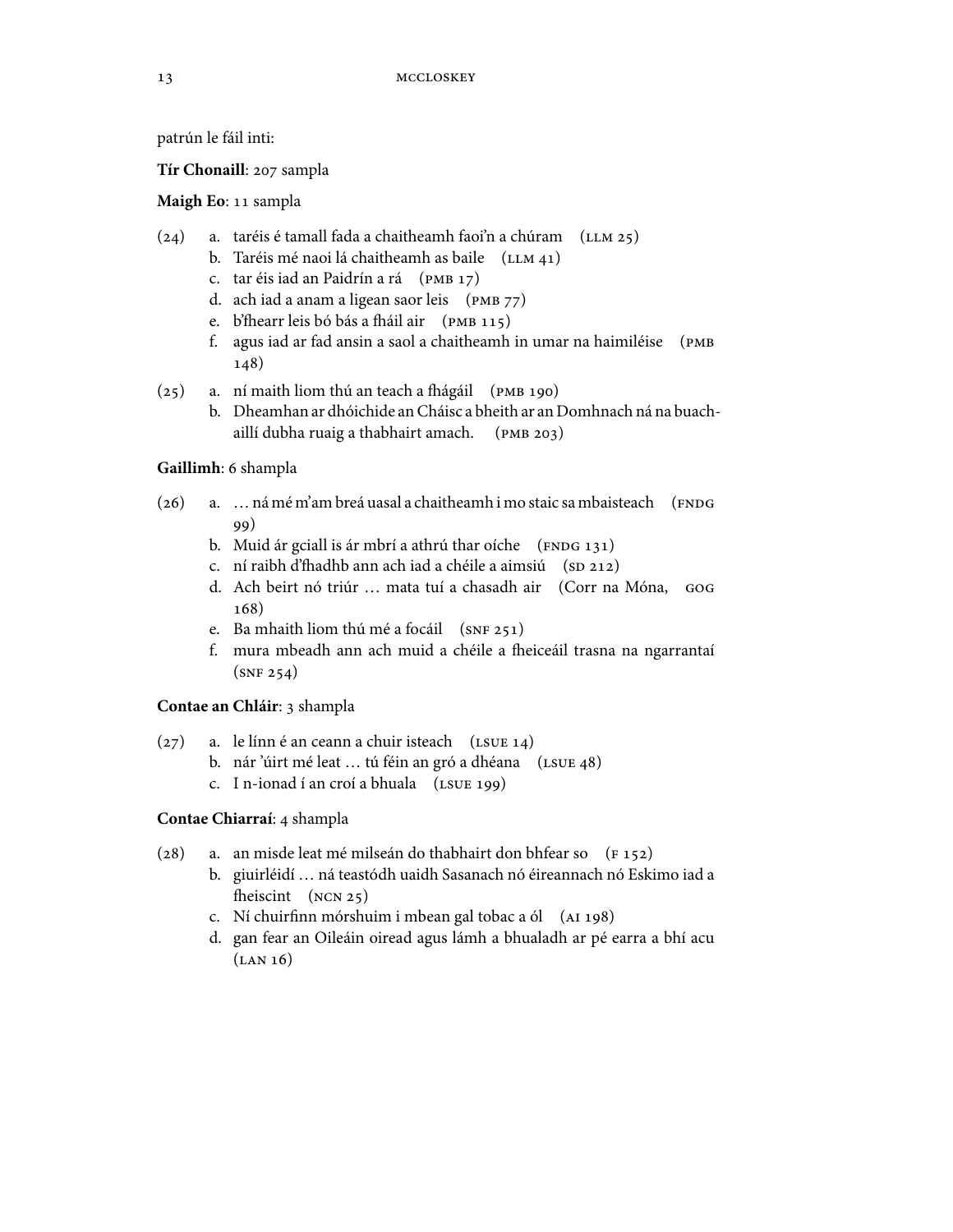patrún le fáil inti:

**Tír Chonaill**: 207 sampla

**Maigh Eo**: 11 sampla

(24) a. taréis é tamall fada a chaitheamh faoi'n a chúram (LLM 25)
 b. Taréis mé naoi lá chaitheamh as baile (LLM 41)
 c. tar éis iad an Paidrín a rá (PMB 17)
 d. ach iad a anam a ligean saor leis (PMB 77)
 e. b'fhearr leis bó bás a fháil air (PMB 115)
 f. agus iad ar fad ansin a saol a chaitheamh in umar na haimiléise (PMB 148)

(25) a. ní maith liom thú an teach a fhágáil (PMB 190)
 b. Dheamhan ar dhóichide an Cháisc a bheith ar an Domhnach ná na buachaillí dubha ruaig a thabhairt amach. (PMB 203)

**Gaillimh**: 6 shampla

(26) a. … ná mé m'am breá uasal a chaitheamh i mo staic sa mbaisteach (FNDG 99)
 b. Muid ár gciall is ár mbrí a athrú thar oíche (FNDG 131)
 c. ní raibh d'fhadhb ann ach iad a chéile a aimsiú (SD 212)
 d. Ach beirt nó triúr … mata tuí a chasadh air (Corr na Móna, GOG 168)
 e. Ba mhaith liom thú mé a focáil (SNF 251)
 f. mura mbeadh ann ach muid a chéile a fheiceáil trasna na ngarrantaí (SNF 254)

**Contae an Chláir**: 3 shampla

(27) a. le línn é an ceann a chuir isteach (LSUE 14)
 b. nár 'úirt mé leat … tú féin an gró a dhéana (LSUE 48)
 c. I n-ionad í an croí a bhuala (LSUE 199)

**Contae Chiarraí**: 4 shampla

(28) a. an misde leat mé milseán do thabhairt don bhfear so (F 152)
 b. giuirléidí … ná teastódh uaidh Sasanach nó éireannach nó Eskimo iad a fheiscint (NCN 25)
 c. Ní chuirfinn mórshuim i mbean gal tobac a ól (AI 198)
 d. gan fear an Oileáin oiread agus lámh a bhualadh ar pé earra a bhí acu (LAN 16)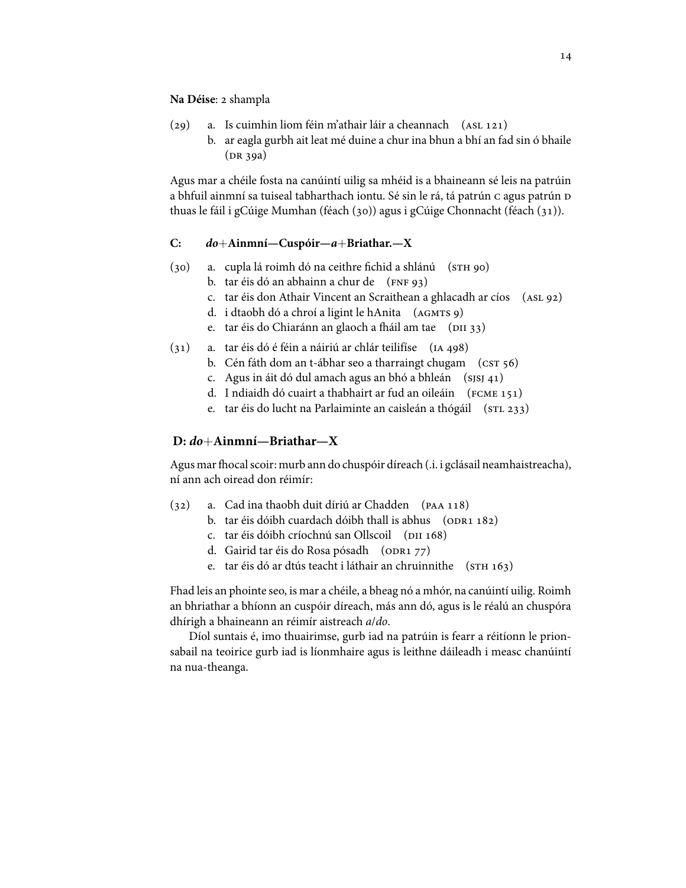**Na Déise**: 2 shampla

(29)
   a. Is cuimhin liom féin m'athair láir a cheannach (ASL 121)
   b. ar eagla gurbh ait leat mé duine a chur ina bhun a bhí an fad sin ó bhaile (DR 39a)

Agus mar a chéile fosta na canúintí uilig sa mhéid is a bhaineann sé leis na patrúin a bhfuil ainmní sa tuiseal tabharthach iontu. Sé sin le rá, tá patrún C agus patrún D thuas le fáil i gCúige Mumhan (féach (30)) agus i gCúige Chonnacht (féach (31)).

**C: *do*+Ainmní—Cuspóir—*a*+Briathar.—X**

(30)
   a. cupla lá roimh dó na ceithre fichid a shlánú (STH 90)
   b. tar éis dó an abhainn a chur de (FNF 93)
   c. tar éis don Athair Vincent an Scraithean a ghlacadh ar cíos (ASL 92)
   d. i dtaobh dó a chroí a ligint le hAnita (AGMTS 9)
   e. tar éis do Chiaránn an glaoch a fháil am tae (DII 33)

(31)
   a. tar éis dó é féin a náiriú ar chlár teilifíse (IA 498)
   b. Cén fáth dom an t-ábhar seo a tharraingt chugam (CST 56)
   c. Agus in áit dó dul amach agus an bhó a bhleán (SJSJ 41)
   d. I ndiaidh dó cuairt a thabhairt ar fud an oileáin (FCME 151)
   e. tar éis do lucht na Parlaiminte an caisleán a thógáil (STL 233)

## D: *do*+Ainmní—Briathar—X

Agus mar fhocal scoir: murb ann do chuspóir díreach (.i. i gclásail neamhaistreacha), ní ann ach oiread don réimír:

(32)
   a. Cad ina thaobh duit díriú ar Chadden (PAA 118)
   b. tar éis dóibh cuardach dóibh thall is abhus (ODR1 182)
   c. tar éis dóibh críochnú san Ollscoil (DII 168)
   d. Gairid tar éis do Rosa pósadh (ODR1 77)
   e. tar éis dó ar dtús teacht i láthair an chruinnithe (STH 163)

Fhad leis an phointe seo, is mar a chéile, a bheag nó a mhór, na canúintí uilig. Roimh an bhriathar a bhíonn an cuspóir díreach, más ann dó, agus is le réalú an chuspóra dhírigh a bhaineann an réimír aistreach *a*/*do*.

Díol suntais é, imo thuairimse, gurb iad na patrúin is fearr a réitíonn le prionsabail na teoirice gurb iad is líonmhaire agus is leithne dáileadh i measc chanúintí na nua-theanga.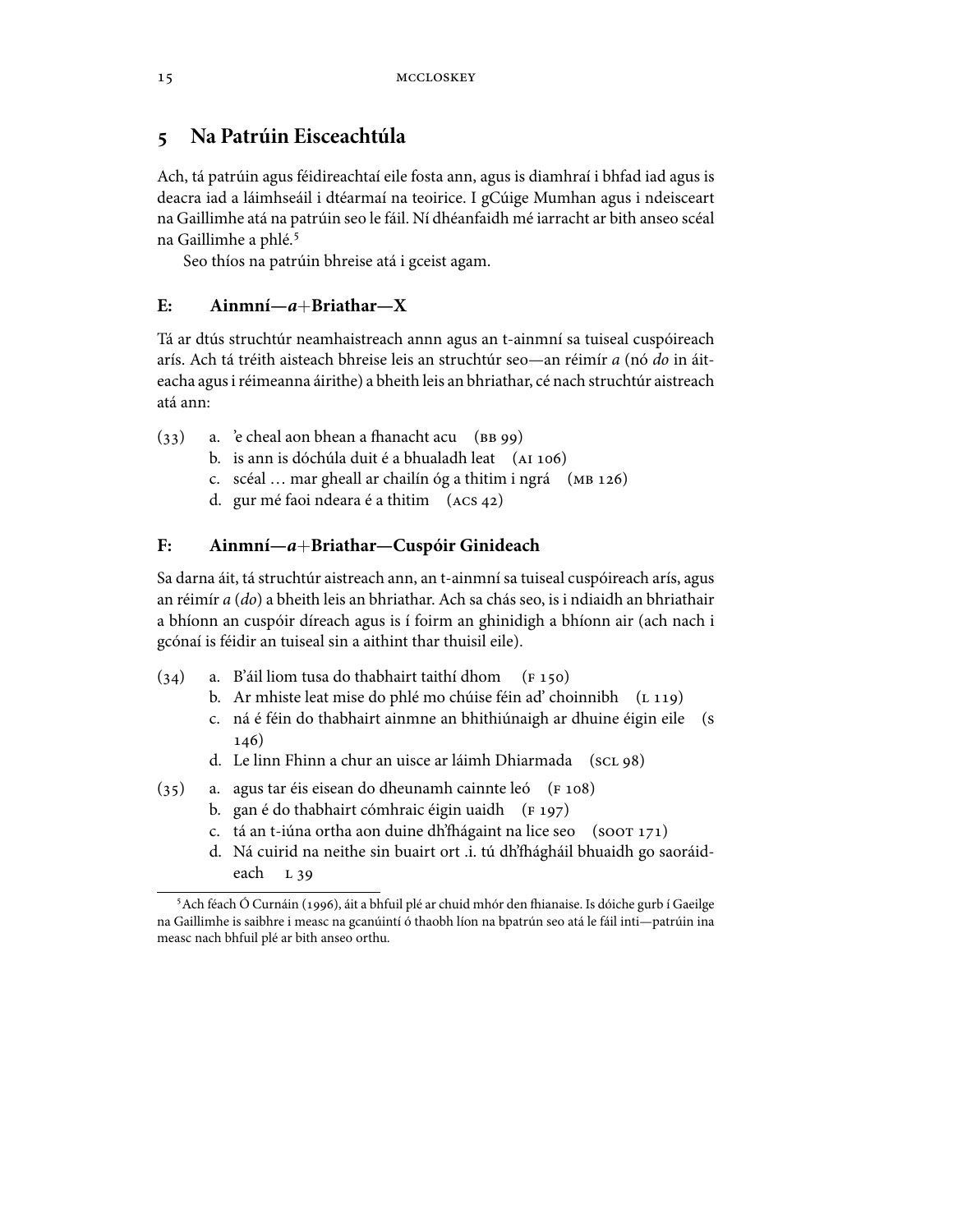## 5 Na Patrúin Eisceachtúla

Ach, tá patrúin agus féidireachtaí eile fosta ann, agus is diamhraí i bhfad iad agus is deacra iad a láimhseáil i dtéarmaí na teoirice. I gCúige Mumhan agus i ndeisceart na Gaillimhe atá na patrúin seo le fáil. Ní dhéanfaidh mé iarracht ar bith anseo scéal na Gaillimhe a phlé.[5]

Seo thíos na patrúin bhreise atá i gceist agam.

### E: Ainmní—*a*+Briathar—X

Tá ar dtús struchtúr neamhaistreach annn agus an t-ainmní sa tuiseal cuspóireach arís. Ach tá tréith aisteach bhreise leis an struchtúr seo—an réimír *a* (nó *do* in áiteacha agus i réimeanna áirithe) a bheith leis an bhriathar, cé nach struchtúr aistreach atá ann:

(33) a. 'e cheal aon bhean a fhanacht acu (BB 99)
b. is ann is dóchúla duit é a bhualadh leat (AI 106)
c. scéal … mar gheall ar chailín óg a thitim i ngrá (MB 126)
d. gur mé faoi ndeara é a thitim (ACS 42)

### F: Ainmní—*a*+Briathar—Cuspóir Ginideach

Sa darna áit, tá struchtúr aistreach ann, an t-ainmní sa tuiseal cuspóireach arís, agus an réimír *a* (*do*) a bheith leis an bhriathar. Ach sa chás seo, is i ndiaidh an bhriathair a bhíonn an cuspóir díreach agus is í foirm an ghinidigh a bhíonn air (ach nach i gcónaí is féidir an tuiseal sin a aithint thar thuisil eile).

(34) a. B'áil liom tusa do thabhairt taithí dhom (F 150)
b. Ar mhiste leat mise do phlé mo chúise féin ad' choinnibh (L 119)
c. ná é féin do thabhairt ainmne an bhithiúnaigh ar dhuine éigin eile (S 146)
d. Le linn Fhinn a chur an uisce ar láimh Dhiarmada (SCL 98)

(35) a. agus tar éis eisean do dheunamh cainnte leó (F 108)
b. gan é do thabhairt cómhraic éigin uaidh (F 197)
c. tá an t-iúna ortha aon duine dh'fhágaint na lice seo (SOOT 171)
d. Ná cuirid na neithe sin buairt ort .i. tú dh'fhágháil bhuaidh go saoráideach L 39

[5] Ach féach Ó Curnáin (1996), áit a bhfuil plé ar chuid mhór den fhianaise. Is dóiche gurb í Gaeilge na Gaillimhe is saibhre i measc na gcanúintí ó thaobh líon na bpatrún seo atá le fáil inti—patrúin ina measc nach bhfuil plé ar bith anseo orthu.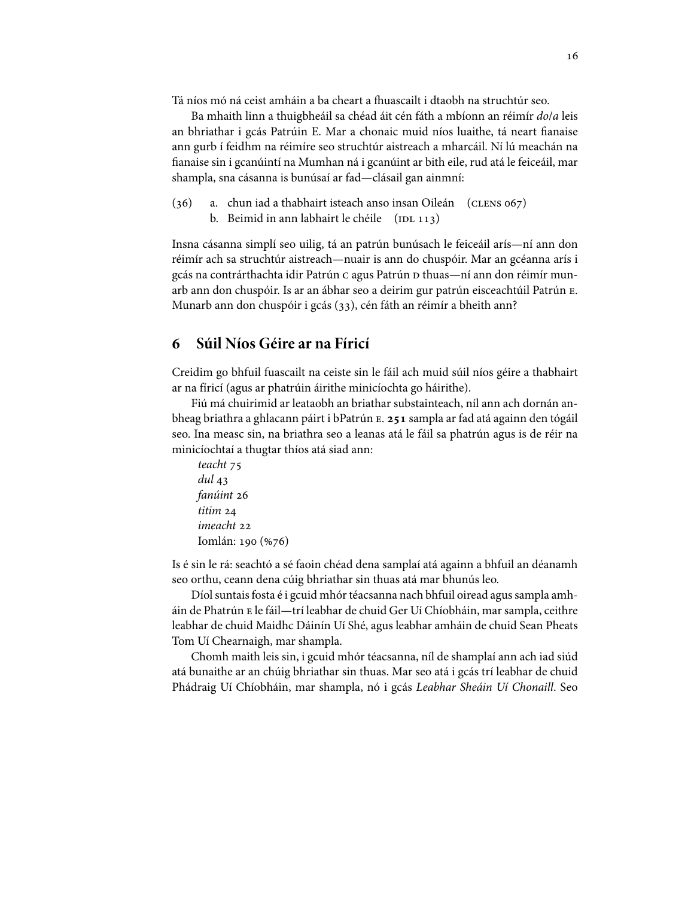Tá níos mó ná ceist amháin a ba cheart a fhuascailt i dtaobh na struchtúr seo.

Ba mhaith linn a thuigbheáil sa chéad áit cén fáth a mbíonn an réimír *do/a* leis an bhriathar i gcás Patrúin E. Mar a chonaic muid níos luaithe, tá neart fianaise ann gurb í feidhm na réimíre seo struchtúr aistreach a mharcáil. Ní lú meachán na fianaise sin i gcanúintí na Mumhan ná i gcanúint ar bith eile, rud atá le feiceáil, mar shampla, sna cásanna is bunúsaí ar fad—clásail gan ainmní:

(36) a. chun iad a thabhairt isteach anso insan Oileán (CLENS 067)
 b. Beimid in ann labhairt le chéile (IDL 113)

Insna cásanna simplí seo uilig, tá an patrún bunúsach le feiceáil arís—ní ann don réimír ach sa struchtúr aistreach—nuair is ann do chuspóir. Mar an gcéanna arís i gcás na contrárthachta idir Patrún C agus Patrún D thuas—ní ann don réimír munarb ann don chuspóir. Is ar an ábhar seo a deirim gur patrún eisceachtúil Patrún E. Munarb ann don chuspóir i gcás (33), cén fáth an réimír a bheith ann?

## 6 Súil Níos Géire ar na Fíricí

Creidim go bhfuil fuascailt na ceiste sin le fáil ach muid súil níos géire a thabhairt ar na fíricí (agus ar phatrúin áirithe minicíochta go háirithe).

Fiú má chuirimid ar leataobh an briathar substainteach, níl ann ach dornán an-bheag briathra a ghlacann páirt i bPatrún E. **251** sampla ar fad atá againn den tógáil seo. Ina measc sin, na briathra seo a leanas atá le fáil sa phatrún agus is de réir na minicíochtaí a thugtar thíos atá siad ann:

*teacht* 75
*dul* 43
*fanúint* 26
*titim* 24
*imeacht* 22
Iomlán: 190 (%76)

Is é sin le rá: seachtó a sé faoin chéad dena samplaí atá againn a bhfuil an déanamh seo orthu, ceann dena cúig bhriathar sin thuas atá mar bhunús leo.

Díol suntais fosta é i gcuid mhór téacsanna nach bhfuil oiread agus sampla amháin de Phatrún E le fáil—trí leabhar de chuid Ger Uí Chíobháin, mar sampla, ceithre leabhar de chuid Maidhc Dáinín Uí Shé, agus leabhar amháin de chuid Sean Pheats Tom Uí Chearnaigh, mar shampla.

Chomh maith leis sin, i gcuid mhór téacsanna, níl de shamplaí ann ach iad siúd atá bunaithe ar an chúig bhriathar sin thuas. Mar seo atá i gcás trí leabhar de chuid Phádraig Uí Chíobháin, mar shampla, nó i gcás *Leabhar Sheáin Uí Chonaill*. Seo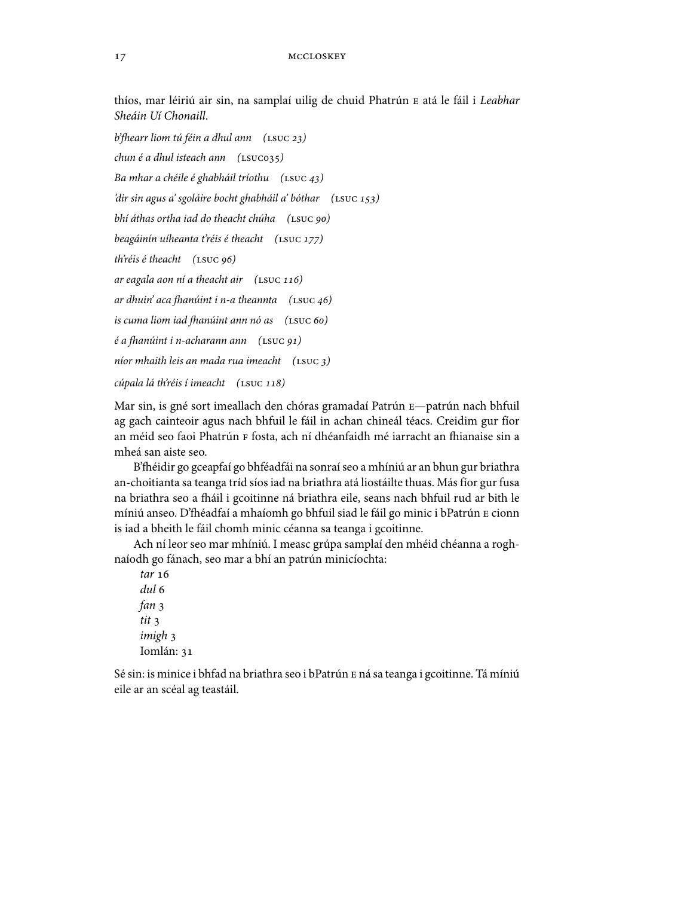thíos, mar léiriú air sin, na samplaí uilig de chuid Phatrún E atá le fáil i *Leabhar Sheáin Uí Chonaill*.

*b'fhearr liom tú féin a dhul ann (LSUC 23)*

*chun é a dhul isteach ann (LSUC035)*

*Ba mhar a chéile é ghabháil tríothu (LSUC 43)*

*'dir sin agus a' sgoláire bocht ghabháil a' bóthar (LSUC 153)*

*bhí áthas ortha iad do theacht chúha (LSUC 90)*

*beagáinín uíheanta t'réis é theacht (LSUC 177)*

*th'réis é theacht (LSUC 96)*

*ar eagala aon ní a theacht air (LSUC 116)*

*ar dhuin' aca fhanúint i n-a theannta (LSUC 46)*

*is cuma liom iad fhanúint ann nó as (LSUC 60)*

*é a fhanúint i n-acharann ann (LSUC 91)*

*níor mhaith leis an mada rua imeacht (LSUC 3)*

*cúpala lá th'réis í imeacht (LSUC 118)*

Mar sin, is gné sort imeallach den chóras gramadaí Patrún E—patrún nach bhfuil ag gach cainteoir agus nach bhfuil le fáil in achan chineál téacs. Creidim gur fíor an méid seo faoi Phatrún F fosta, ach ní dhéanfaidh mé iarracht an fhianaise sin a mheá san aiste seo.

B'fhéidir go gceapfaí go bhféadfái na sonraí seo a mhíniú ar an bhun gur briathra an-choitianta sa teanga tríd síos iad na briathra atá liostáilte thuas. Más fíor gur fusa na briathra seo a fháil i gcoitinne ná briathra eile, seans nach bhfuil rud ar bith le míniú anseo. D'fhéadfaí a mhaíomh go bhfuil siad le fáil go minic i bPatrún E cionn is iad a bheith le fáil chomh minic céanna sa teanga i gcoitinne.

Ach ní leor seo mar mhíniú. I measc grúpa samplaí den mhéid chéanna a roghnaíodh go fánach, seo mar a bhí an patrún minicíochta:

*tar* 16
*dul* 6
*fan* 3
*tit* 3
*imigh* 3
Iomlán: 31

Sé sin: is minice i bhfad na briathra seo i bPatrún E ná sa teanga i gcoitinne. Tá míniú eile ar an scéal ag teastáil.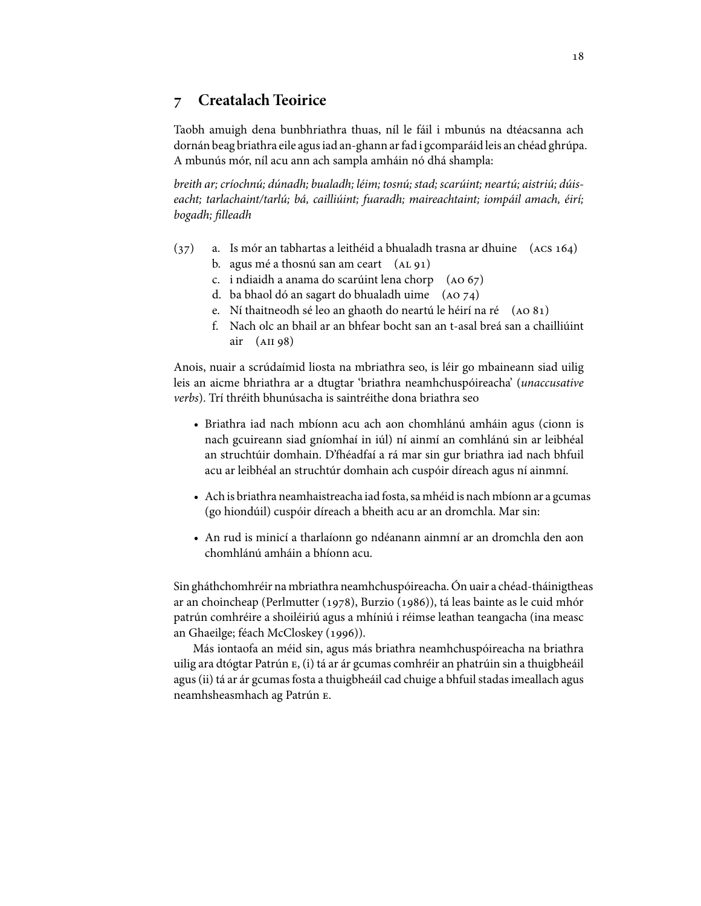## 7 Creatalach Teoirice

Taobh amuigh dena bunbhriathra thuas, níl le fáil i mbunús na dtéacsanna ach dornán beag briathra eile agus iad an-ghann ar fad i gcomparáid leis an chéad ghrúpa. A mbunús mór, níl acu ann ach sampla amháin nó dhá shampla:

*breith ar; críochnú; dúnadh; bualadh; léim; tosnú; stad; scarúint; neartú; aistriú; dúiseacht; tarlachaint/tarlú; bá, cailliúint; fuaradh; maireachtaint; iompáil amach, éirí; bogadh; filleadh*

(37)
- a. Is mór an tabhartas a leithéid a bhualadh trasna ar dhuine (ACS 164)
- b. agus mé a thosnú san am ceart (AL 91)
- c. i ndiaidh a anama do scarúint lena chorp (AO 67)
- d. ba bhaol dó an sagart do bhualadh uime (AO 74)
- e. Ní thaitneodh sé leo an ghaoth do neartú le héirí na ré (AO 81)
- f. Nach olc an bhail ar an bhfear bocht san an t-asal breá san a chailliúint air (AII 98)

Anois, nuair a scrúdaímid liosta na mbriathra seo, is léir go mbaineann siad uilig leis an aicme bhriathra ar a dtugtar 'briathra neamhchuspóireacha' (*unaccusative verbs*). Trí thréith bhunúsacha is saintréithe dona briathra seo

- Briathra iad nach mbíonn acu ach aon chomhlánú amháin agus (cionn is nach gcuireann siad gníomhaí in iúl) ní ainmí an comhlánú sin ar leibhéal an struchtúir domhain. D'fhéadfaí a rá mar sin gur briathra iad nach bhfuil acu ar leibhéal an struchtúr domhain ach cuspóir díreach agus ní ainmní.
- Ach is briathra neamhaistreacha iad fosta, sa mhéid is nach mbíonn ar a gcumas (go hiondúil) cuspóir díreach a bheith acu ar an dromchla. Mar sin:
- An rud is minicí a tharlaíonn go ndéanann ainmní ar an dromchla den aon chomhlánú amháin a bhíonn acu.

Sin gháthchomhréir na mbriathra neamhchuspóireacha. Ón uair a chéad-tháinigtheas ar an choincheap (Perlmutter (1978), Burzio (1986)), tá leas bainte as le cuid mhór patrún comhréire a shoiléiriú agus a mhíniú i réimse leathan teangacha (ina measc an Ghaeilge; féach McCloskey (1996)).

Más iontaofa an méid sin, agus más briathra neamhchuspóireacha na briathra uilig ara dtógtar Patrún E, (i) tá ar ár gcumas comhréir an phatrúin sin a thuigbheáil agus (ii) tá ar ár gcumas fosta a thuigbheáil cad chuige a bhfuil stadas imeallach agus neamhsheasmhach ag Patrún E.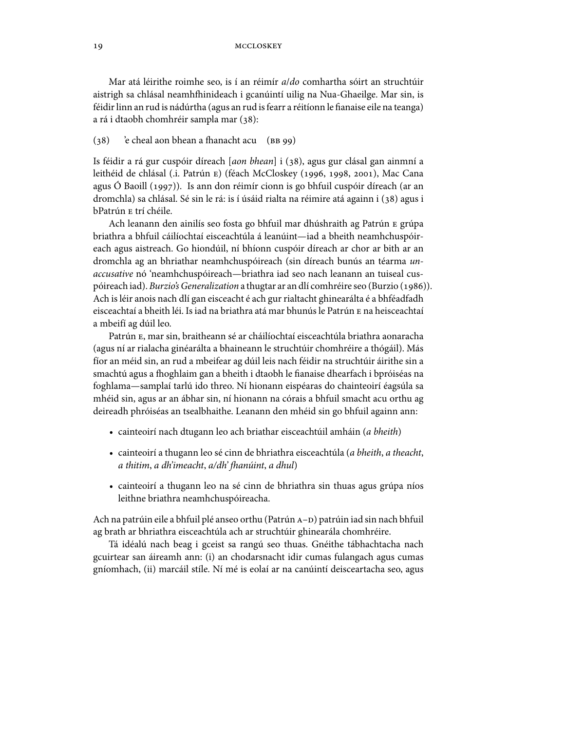Mar atá léirithe roimhe seo, is í an réimír *a/do* comhartha sóirt an struchtúir aistrigh sa chlásal neamhfhinideach i gcanúintí uilig na Nua-Ghaeilge. Mar sin, is féidir linn an rud is nádúrtha (agus an rud is fearr a réitíonn le fianaise eile na teanga) a rá i dtaobh chomhréir sampla mar (38):

(38) 'e cheal aon bhean a fhanacht acu (BB 99)

Is féidir a rá gur cuspóir díreach [*aon bhean*] i (38), agus gur clásal gan ainmní a leithéid de chlásal (.i. Patrún E) (féach McCloskey (1996, 1998, 2001), Mac Cana agus Ó Baoill (1997)). Is ann don réimír cionn is go bhfuil cuspóir díreach (ar an dromchla) sa chlásal. Sé sin le rá: is í úsáid rialta na réimire atá againn i (38) agus i bPatrún E trí chéile.

Ach leanann den ainilís seo fosta go bhfuil mar dhúshraith ag Patrún E grúpa briathra a bhfuil cáilíochtaí eisceachtúla á leanúint—iad a bheith neamhchuspóireach agus aistreach. Go hiondúil, ní bhíonn cuspóir díreach ar chor ar bith ar an dromchla ag an bhriathar neamhchuspóireach (sin díreach bunús an téarma *unaccusative* nó 'neamhchuspóireach—briathra iad seo nach leanann an tuiseal cuspóireach iad). *Burzio's Generalization* a thugtar ar an dlí comhréire seo (Burzio (1986)). Ach is léir anois nach dlí gan eisceacht é ach gur rialtacht ghinearálta é a bhféadfadh eisceachtaí a bheith léi. Is iad na briathra atá mar bhunús le Patrún E na heisceachtaí a mbeifí ag dúil leo.

Patrún E, mar sin, braitheann sé ar cháilíochtaí eisceachtúla briathra aonaracha (agus ní ar rialacha ginéarálta a bhaineann le struchtúir chomhréire a thógáil). Más fíor an méid sin, an rud a mbeifear ag dúil leis nach féidir na struchtúir áirithe sin a smachtú agus a fhoghlaim gan a bheith i dtaobh le fianaise dhearfach i bpróiséas na foghlama—samplaí tarlú ido threo. Ní hionann eispéaras do chainteoirí éagsúla sa mhéid sin, agus ar an ábhar sin, ní hionann na córais a bhfuil smacht acu orthu ag deireadh phróiséas an tsealbhaithe. Leanann den mhéid sin go bhfuil againn ann:

- cainteoirí nach dtugann leo ach briathar eisceachtúil amháin (*a bheith*)
- cainteoirí a thugann leo sé cinn de bhriathra eisceachtúla (*a bheith*, *a theacht*, *a thitim*, *a dh'imeacht*, *a/dh' fhanúint*, *a dhul*)
- cainteoirí a thugann leo na sé cinn de bhriathra sin thuas agus grúpa níos leithne briathra neamhchuspóireacha.

Ach na patrúin eile a bhfuil plé anseo orthu (Patrún A–D) patrúin iad sin nach bhfuil ag brath ar bhriathra eisceachtúla ach ar struchtúir ghinearála chomhréire.

Tá idéalú nach beag i gceist sa rangú seo thuas. Gnéithe tábhachtacha nach gcuirtear san áireamh ann: (i) an chodarsnacht idir cumas fulangach agus cumas gníomhach, (ii) marcáil stíle. Ní mé is eolaí ar na canúintí deisceartacha seo, agus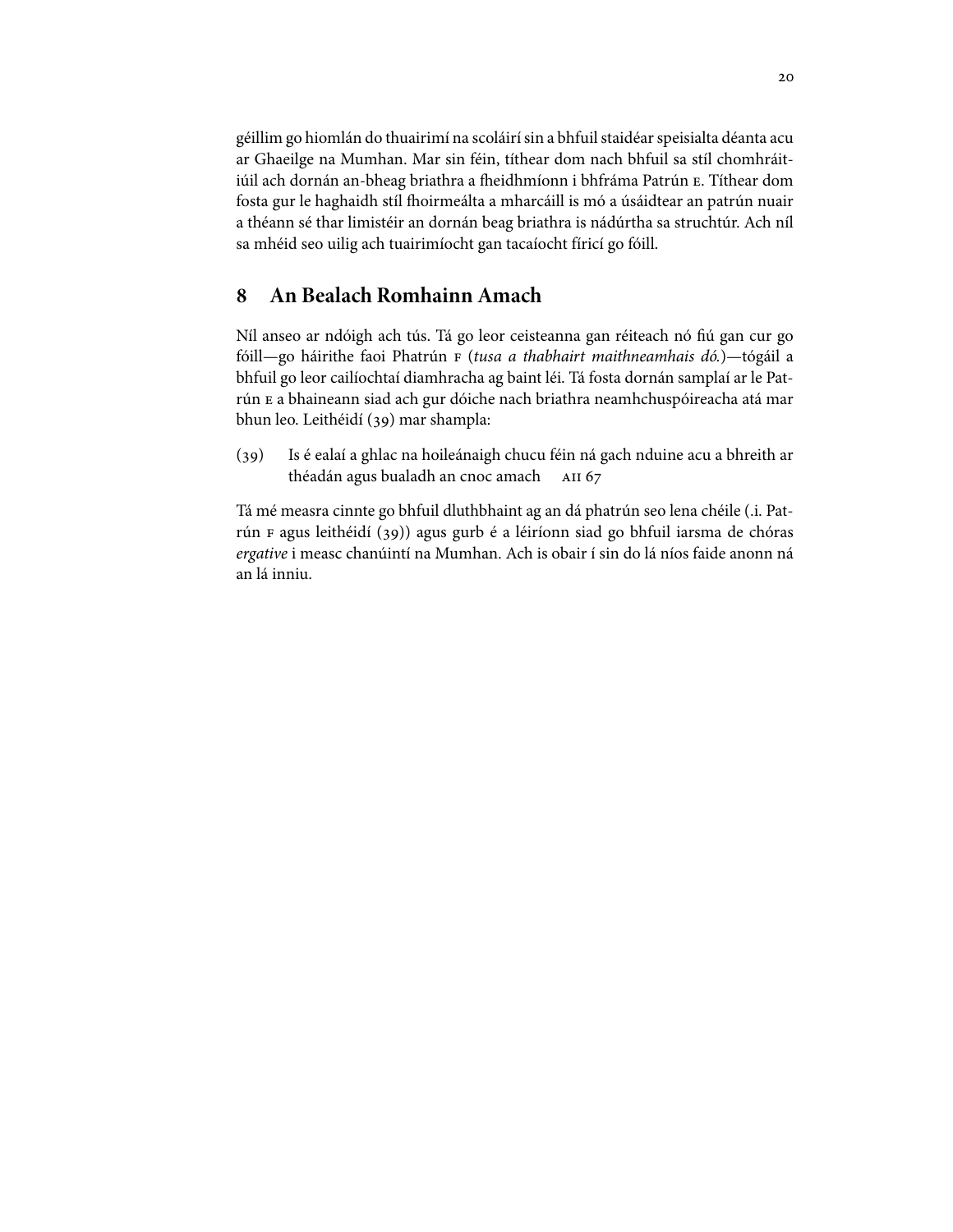géillim go hiomlán do thuairimí na scoláirí sin a bhfuil staidéar speisialta déanta acu ar Ghaeilge na Mumhan. Mar sin féin, títhear dom nach bhfuil sa stíl chomhráitiúil ach dornán an-bheag briathra a fheidhmíonn i bhfráma Patrún E. Títhear dom fosta gur le haghaidh stíl fhoirmeálta a mharcáill is mó a úsáidtear an patrún nuair a théann sé thar limistéir an dornán beag briathra is nádúrtha sa struchtúr. Ach níl sa mhéid seo uilig ach tuairimíocht gan tacaíocht fíricí go fóill.

## 8 An Bealach Romhainn Amach

Níl anseo ar ndóigh ach tús. Tá go leor ceisteanna gan réiteach nó fiú gan cur go fóill—go háirithe faoi Phatrún F (*tusa a thabhairt maithneamhais dó.*)—tógáil a bhfuil go leor cailíochtaí diamhracha ag baint léi. Tá fosta dornán samplaí ar le Patrún E a bhaineann siad ach gur dóiche nach briathra neamhchuspóireacha atá mar bhun leo. Leithéidí (39) mar shampla:

(39) Is é ealaí a ghlac na hoileánaigh chucu féin ná gach nduine acu a bhreith ar théadán agus bualadh an cnoc amach AII 67

Tá mé measra cinnte go bhfuil dluthbhaint ag an dá phatrún seo lena chéile (.i. Patrún F agus leithéidí (39)) agus gurb é a léiríonn siad go bhfuil iarsma de chóras *ergative* i measc chanúintí na Mumhan. Ach is obair í sin do lá níos faide anonn ná an lá inniu.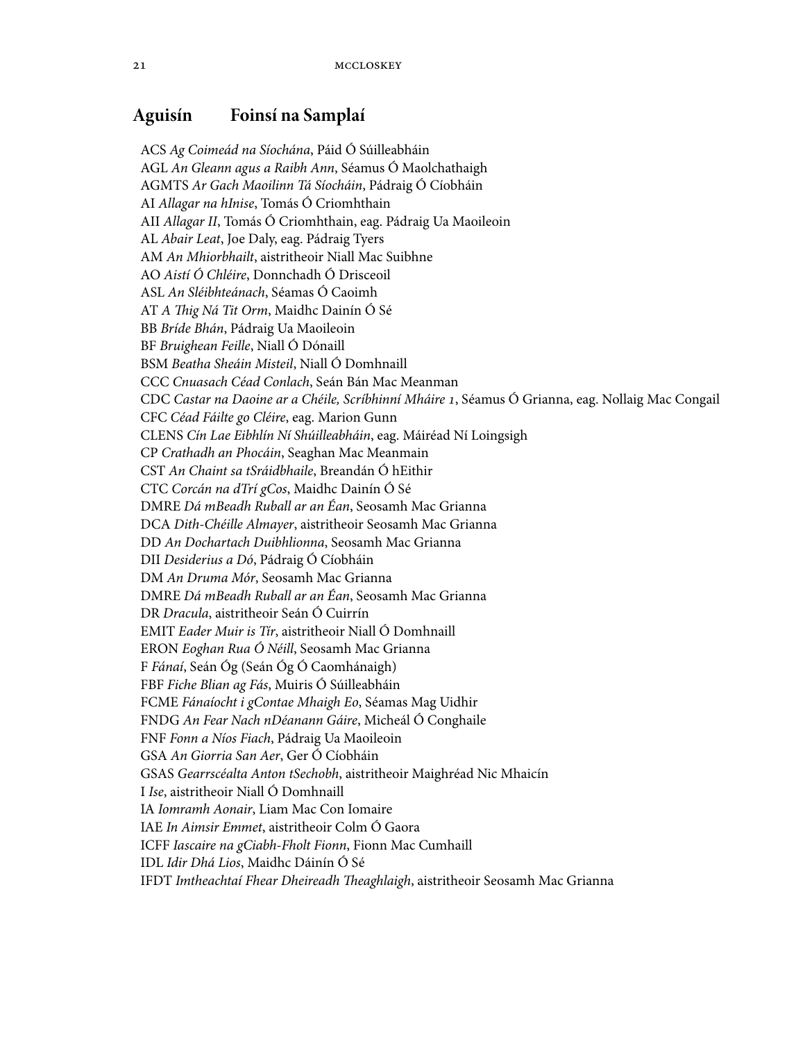## Aguisín Foinsí na Samplaí

ACS *Ag Coimeád na Síochána*, Páid Ó Súilleabháin
AGL *An Gleann agus a Raibh Ann*, Séamus Ó Maolchathaigh
AGMTS *Ar Gach Maoilinn Tá Síocháin*, Pádraig Ó Cíobháin
AI *Allagar na hInise*, Tomás Ó Criomhthain
AII *Allagar II*, Tomás Ó Criomhthain, eag. Pádraig Ua Maoileoin
AL *Abair Leat*, Joe Daly, eag. Pádraig Tyers
AM *An Mhiorbhailt*, aistritheoir Niall Mac Suibhne
AO *Aistí Ó Chléire*, Donnchadh Ó Drisceoil
ASL *An Sléibhteánach*, Séamas Ó Caoimh
AT *A Thig Ná Tit Orm*, Maidhc Dainín Ó Sé
BB *Bríde Bhán*, Pádraig Ua Maoileoin
BF *Bruighean Feille*, Niall Ó Dónaill
BSM *Beatha Sheáin Misteil*, Niall Ó Domhnaill
CCC *Cnuasach Céad Conlach*, Seán Bán Mac Meanman
CDC *Castar na Daoine ar a Chéile, Scríbhinní Mháire 1*, Séamus Ó Grianna, eag. Nollaig Mac Congail
CFC *Céad Fáilte go Cléire*, eag. Marion Gunn
CLENS *Cín Lae Eibhlín Ní Shúilleabháin*, eag. Máiréad Ní Loingsigh
CP *Crathadh an Phocáin*, Seaghan Mac Meanmain
CST *An Chaint sa tSráidbhaile*, Breandán Ó hEithir
CTC *Corcán na dTrí gCos*, Maidhc Dainín Ó Sé
DMRE *Dá mBeadh Ruball ar an Éan*, Seosamh Mac Grianna
DCA *Dith-Chéille Almayer*, aistritheoir Seosamh Mac Grianna
DD *An Dochartach Duibhlionna*, Seosamh Mac Grianna
DII *Desiderius a Dó*, Pádraig Ó Cíobháin
DM *An Druma Mór*, Seosamh Mac Grianna
DMRE *Dá mBeadh Ruball ar an Éan*, Seosamh Mac Grianna
DR *Dracula*, aistritheoir Seán Ó Cuirrín
EMIT *Eader Muir is Tír*, aistritheoir Niall Ó Domhnaill
ERON *Eoghan Rua Ó Néill*, Seosamh Mac Grianna
F *Fánaí*, Seán Óg (Seán Óg Ó Caomhánaigh)
FBF *Fiche Blian ag Fás*, Muiris Ó Súilleabháin
FCME *Fánaíocht i gContae Mhaigh Eo*, Séamas Mag Uidhir
FNDG *An Fear Nach nDéanann Gáire*, Micheál Ó Conghaile
FNF *Fonn a Níos Fiach*, Pádraig Ua Maoileoin
GSA *An Giorria San Aer*, Ger Ó Cíobháin
GSAS *Gearrscéalta Anton tSechobh*, aistritheoir Maighréad Nic Mhaicín
I *Ise*, aistritheoir Niall Ó Domhnaill
IA *Iomramh Aonair*, Liam Mac Con Iomaire
IAE *In Aimsir Emmet*, aistritheoir Colm Ó Gaora
ICFF *Iascaire na gCiabh-Fholt Fionn*, Fionn Mac Cumhaill
IDL *Idir Dhá Lios*, Maidhc Dáinín Ó Sé
IFDT *Imtheachtaí Fhear Dheireadh Theaghlaigh*, aistritheoir Seosamh Mac Grianna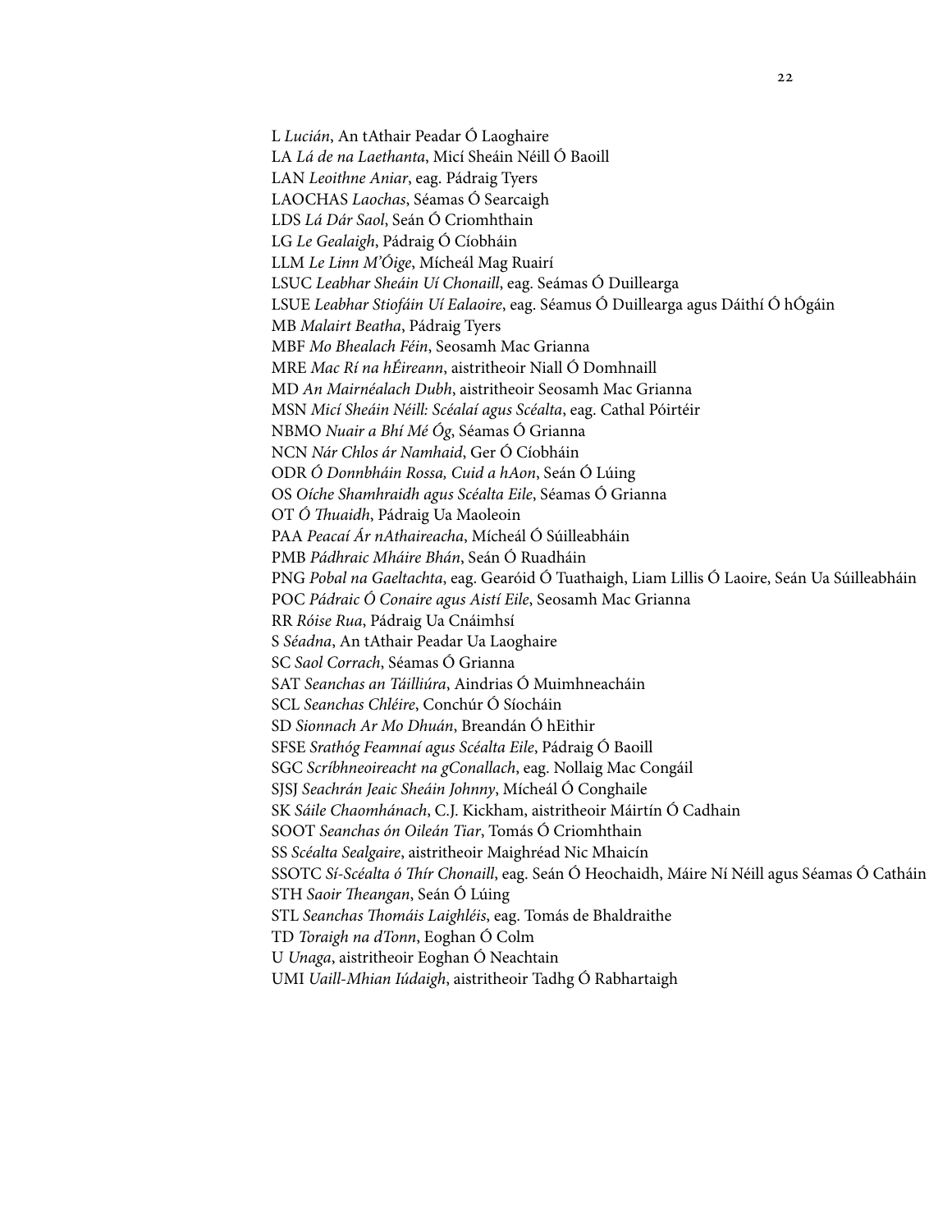L *Lucián*, An tAthair Peadar Ó Laoghaire
LA *Lá de na Laethanta*, Micí Sheáin Néill Ó Baoill
LAN *Leoithne Aniar*, eag. Pádraig Tyers
LAOCHAS *Laochas*, Séamas Ó Searcaigh
LDS *Lá Dár Saol*, Seán Ó Criomhthain
LG *Le Gealaigh*, Pádraig Ó Cíobháin
LLM *Le Linn M'Óige*, Mícheál Mag Ruairí
LSUC *Leabhar Sheáin Uí Chonaill*, eag. Seámas Ó Duillearga
LSUE *Leabhar Stiofáin Uí Ealaoire*, eag. Séamus Ó Duillearga agus Dáithí Ó hÓgáin
MB *Malairt Beatha*, Pádraig Tyers
MBF *Mo Bhealach Féin*, Seosamh Mac Grianna
MRE *Mac Rí na hÉireann*, aistritheoir Niall Ó Domhnaill
MD *An Mairnéalach Dubh*, aistritheoir Seosamh Mac Grianna
MSN *Micí Sheáin Néill: Scéalaí agus Scéalta*, eag. Cathal Póirtéir
NBMO *Nuair a Bhí Mé Óg*, Séamas Ó Grianna
NCN *Nár Chlos ár Namhaid*, Ger Ó Cíobháin
ODR *Ó Donnbháin Rossa, Cuid a hAon*, Seán Ó Lúing
OS *Oíche Shamhraidh agus Scéalta Eile*, Séamas Ó Grianna
OT *Ó Thuaidh*, Pádraig Ua Maoleoin
PAA *Peacaí Ár nAthaireacha*, Mícheál Ó Súilleabháin
PMB *Pádhraic Mháire Bhán*, Seán Ó Ruadháin
PNG *Pobal na Gaeltachta*, eag. Gearóid Ó Tuathaigh, Liam Lillis Ó Laoire, Seán Ua Súilleabháin
POC *Pádraic Ó Conaire agus Aistí Eile*, Seosamh Mac Grianna
RR *Róise Rua*, Pádraig Ua Cnáimhsí
S *Séadna*, An tAthair Peadar Ua Laoghaire
SC *Saol Corrach*, Séamas Ó Grianna
SAT *Seanchas an Táilliúra*, Aindrias Ó Muimhneacháin
SCL *Seanchas Chléire*, Conchúr Ó Síocháin
SD *Sionnach Ar Mo Dhuán*, Breandán Ó hEithir
SFSE *Srathóg Feamnaí agus Scéalta Eile*, Pádraig Ó Baoill
SGC *Scríbhneoireacht na gConallach*, eag. Nollaig Mac Congáil
SJSJ *Seachrán Jeaic Sheáin Johnny*, Mícheál Ó Conghaile
SK *Sáile Chaomhánach*, C.J. Kickham, aistritheoir Máirtín Ó Cadhain
SOOT *Seanchas ón Oileán Tiar*, Tomás Ó Criomhthain
SS *Scéalta Sealgaire*, aistritheoir Maighréad Nic Mhaicín
SSOTC *Sí-Scéalta ó Thír Chonaill*, eag. Seán Ó Heochaidh, Máire Ní Néill agus Séamas Ó Catháin
STH *Saoir Theangan*, Seán Ó Lúing
STL *Seanchas Thomáis Laighléis*, eag. Tomás de Bhaldraithe
TD *Toraigh na dTonn*, Eoghan Ó Colm
U *Unaga*, aistritheoir Eoghan Ó Neachtain
UMI *Uaill-Mhian Iúdaigh*, aistritheoir Tadhg Ó Rabhartaigh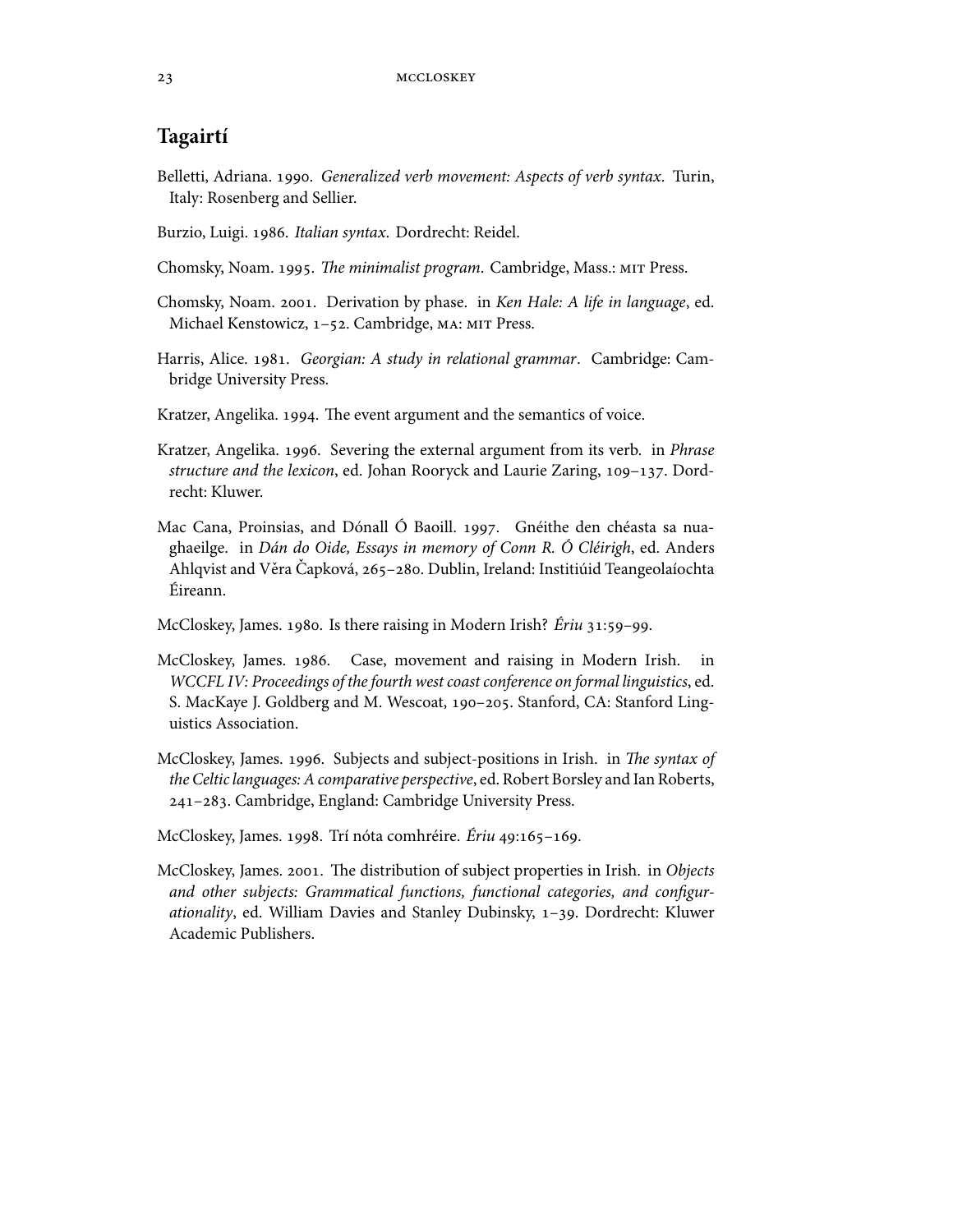## Tagairtí

Belletti, Adriana. 1990. *Generalized verb movement: Aspects of verb syntax*. Turin, Italy: Rosenberg and Sellier.

Burzio, Luigi. 1986. *Italian syntax*. Dordrecht: Reidel.

Chomsky, Noam. 1995. *The minimalist program*. Cambridge, Mass.: MIT Press.

Chomsky, Noam. 2001. Derivation by phase. in *Ken Hale: A life in language*, ed. Michael Kenstowicz, 1–52. Cambridge, MA: MIT Press.

Harris, Alice. 1981. *Georgian: A study in relational grammar*. Cambridge: Cambridge University Press.

Kratzer, Angelika. 1994. The event argument and the semantics of voice.

Kratzer, Angelika. 1996. Severing the external argument from its verb. in *Phrase structure and the lexicon*, ed. Johan Rooryck and Laurie Zaring, 109–137. Dordrecht: Kluwer.

Mac Cana, Proinsias, and Dónall Ó Baoill. 1997. Gnéithe den chéasta sa nuaghaeilge. in *Dán do Oide, Essays in memory of Conn R. Ó Cléirigh*, ed. Anders Ahlqvist and Věra Čapková, 265–280. Dublin, Ireland: Institiúid Teangeolaíochta Éireann.

McCloskey, James. 1980. Is there raising in Modern Irish? *Ériu* 31:59–99.

McCloskey, James. 1986. Case, movement and raising in Modern Irish. in *WCCFL IV: Proceedings of the fourth west coast conference on formal linguistics*, ed. S. MacKaye J. Goldberg and M. Wescoat, 190–205. Stanford, CA: Stanford Linguistics Association.

McCloskey, James. 1996. Subjects and subject-positions in Irish. in *The syntax of the Celtic languages: A comparative perspective*, ed. Robert Borsley and Ian Roberts, 241–283. Cambridge, England: Cambridge University Press.

McCloskey, James. 1998. Trí nóta comhréire. *Ériu* 49:165–169.

McCloskey, James. 2001. The distribution of subject properties in Irish. in *Objects and other subjects: Grammatical functions, functional categories, and configurationality*, ed. William Davies and Stanley Dubinsky, 1–39. Dordrecht: Kluwer Academic Publishers.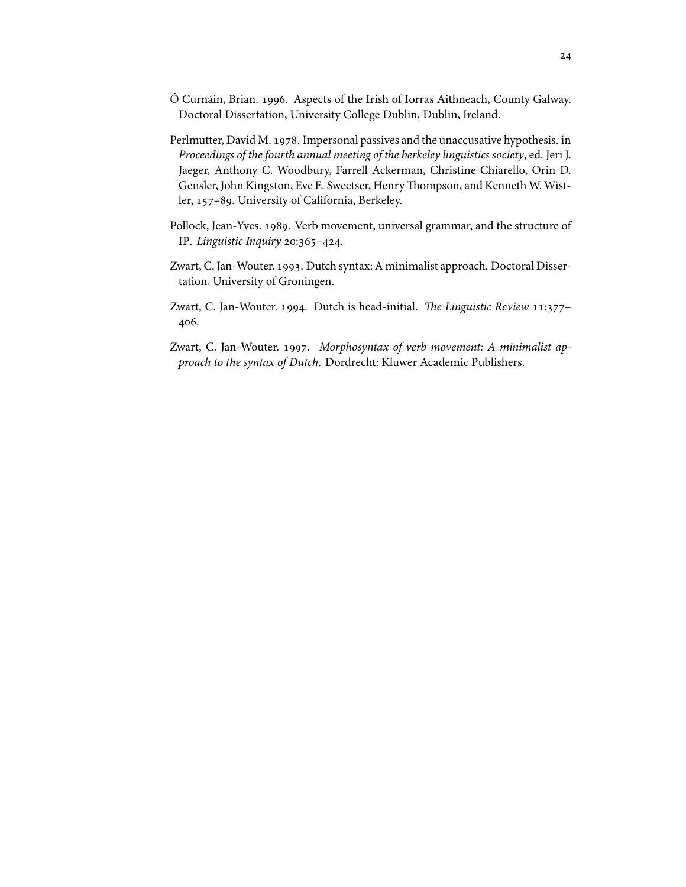Ó Curnáin, Brian. 1996. Aspects of the Irish of Iorras Aithneach, County Galway. Doctoral Dissertation, University College Dublin, Dublin, Ireland.

Perlmutter, David M. 1978. Impersonal passives and the unaccusative hypothesis. in *Proceedings of the fourth annual meeting of the berkeley linguistics society*, ed. Jeri J. Jaeger, Anthony C. Woodbury, Farrell Ackerman, Christine Chiarello, Orin D. Gensler, John Kingston, Eve E. Sweetser, Henry Thompson, and Kenneth W. Wistler, 157–89. University of California, Berkeley.

Pollock, Jean-Yves. 1989. Verb movement, universal grammar, and the structure of IP. *Linguistic Inquiry* 20:365–424.

Zwart, C. Jan-Wouter. 1993. Dutch syntax: A minimalist approach. Doctoral Dissertation, University of Groningen.

Zwart, C. Jan-Wouter. 1994. Dutch is head-initial. *The Linguistic Review* 11:377–406.

Zwart, C. Jan-Wouter. 1997. *Morphosyntax of verb movement: A minimalist approach to the syntax of Dutch*. Dordrecht: Kluwer Academic Publishers.